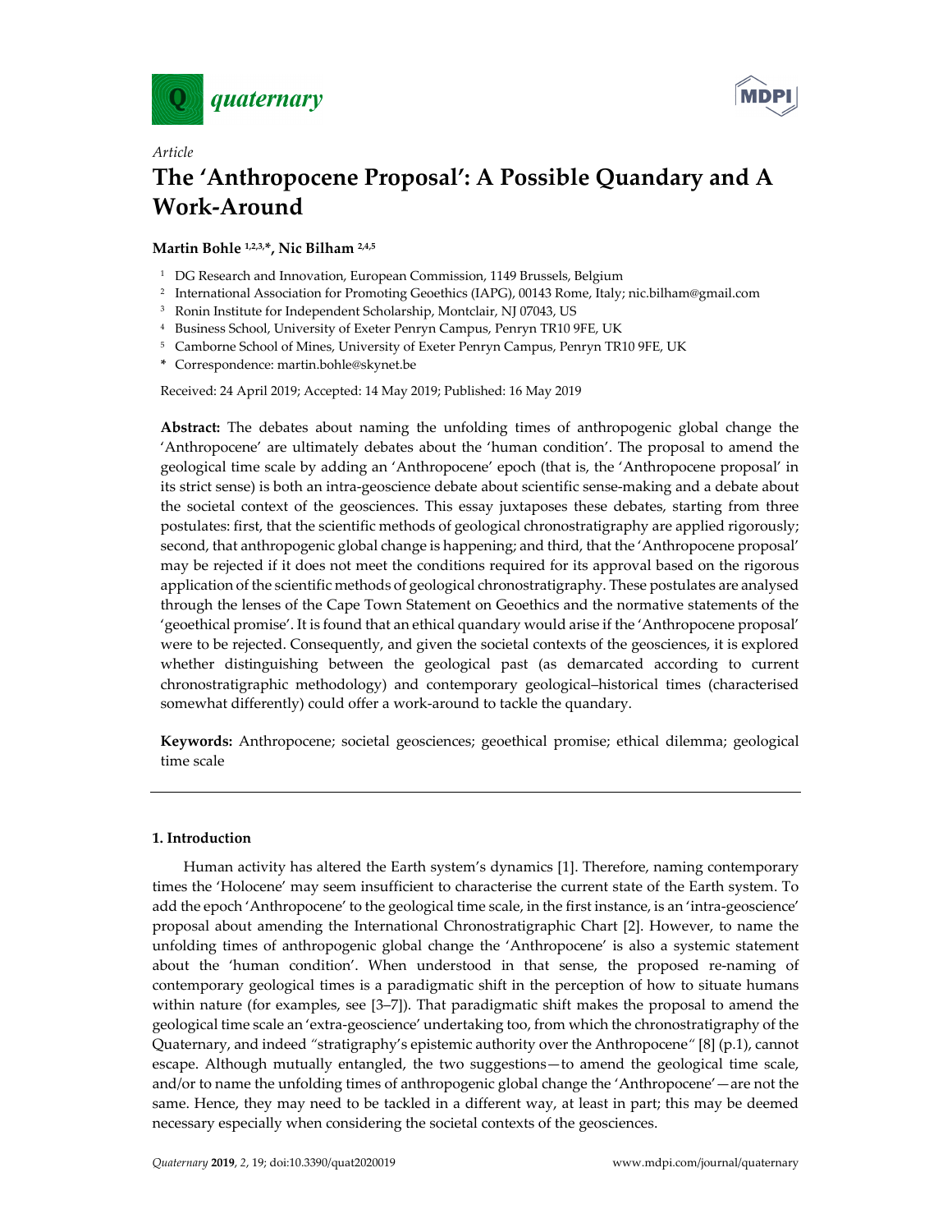Article

# The 'Anthropocene Proposal': A Possible Quandary and A Work-Around

**Martin Bohle [1,2,3,*], Nic Bilham [2,4,5]**

[1] DG Research and Innovation, European Commission, 1149 Brussels, Belgium
[2] International Association for Promoting Geoethics (IAPG), 00143 Rome, Italy; nic.bilham@gmail.com
[3] Ronin Institute for Independent Scholarship, Montclair, NJ 07043, US
[4] Business School, University of Exeter Penryn Campus, Penryn TR10 9FE, UK
[5] Camborne School of Mines, University of Exeter Penryn Campus, Penryn TR10 9FE, UK
\* Correspondence: martin.bohle@skynet.be

Received: 24 April 2019; Accepted: 14 May 2019; Published: 16 May 2019

**Abstract:** The debates about naming the unfolding times of anthropogenic global change the 'Anthropocene' are ultimately debates about the 'human condition'. The proposal to amend the geological time scale by adding an 'Anthropocene' epoch (that is, the 'Anthropocene proposal' in its strict sense) is both an intra-geoscience debate about scientific sense-making and a debate about the societal context of the geosciences. This essay juxtaposes these debates, starting from three postulates: first, that the scientific methods of geological chronostratigraphy are applied rigorously; second, that anthropogenic global change is happening; and third, that the 'Anthropocene proposal' may be rejected if it does not meet the conditions required for its approval based on the rigorous application of the scientific methods of geological chronostratigraphy. These postulates are analysed through the lenses of the Cape Town Statement on Geoethics and the normative statements of the 'geoethical promise'. It is found that an ethical quandary would arise if the 'Anthropocene proposal' were to be rejected. Consequently, and given the societal contexts of the geosciences, it is explored whether distinguishing between the geological past (as demarcated according to current chronostratigraphic methodology) and contemporary geological–historical times (characterised somewhat differently) could offer a work-around to tackle the quandary.

**Keywords:** Anthropocene; societal geosciences; geoethical promise; ethical dilemma; geological time scale

## 1. Introduction

Human activity has altered the Earth system's dynamics [1]. Therefore, naming contemporary times the 'Holocene' may seem insufficient to characterise the current state of the Earth system. To add the epoch 'Anthropocene' to the geological time scale, in the first instance, is an 'intra-geoscience' proposal about amending the International Chronostratigraphic Chart [2]. However, to name the unfolding times of anthropogenic global change the 'Anthropocene' is also a systemic statement about the 'human condition'. When understood in that sense, the proposed re-naming of contemporary geological times is a paradigmatic shift in the perception of how to situate humans within nature (for examples, see [3–7]). That paradigmatic shift makes the proposal to amend the geological time scale an 'extra-geoscience' undertaking too, from which the chronostratigraphy of the Quaternary, and indeed "stratigraphy's epistemic authority over the Anthropocene" [8] (p.1), cannot escape. Although mutually entangled, the two suggestions—to amend the geological time scale, and/or to name the unfolding times of anthropogenic global change the 'Anthropocene'—are not the same. Hence, they may need to be tackled in a different way, at least in part; this may be deemed necessary especially when considering the societal contexts of the geosciences.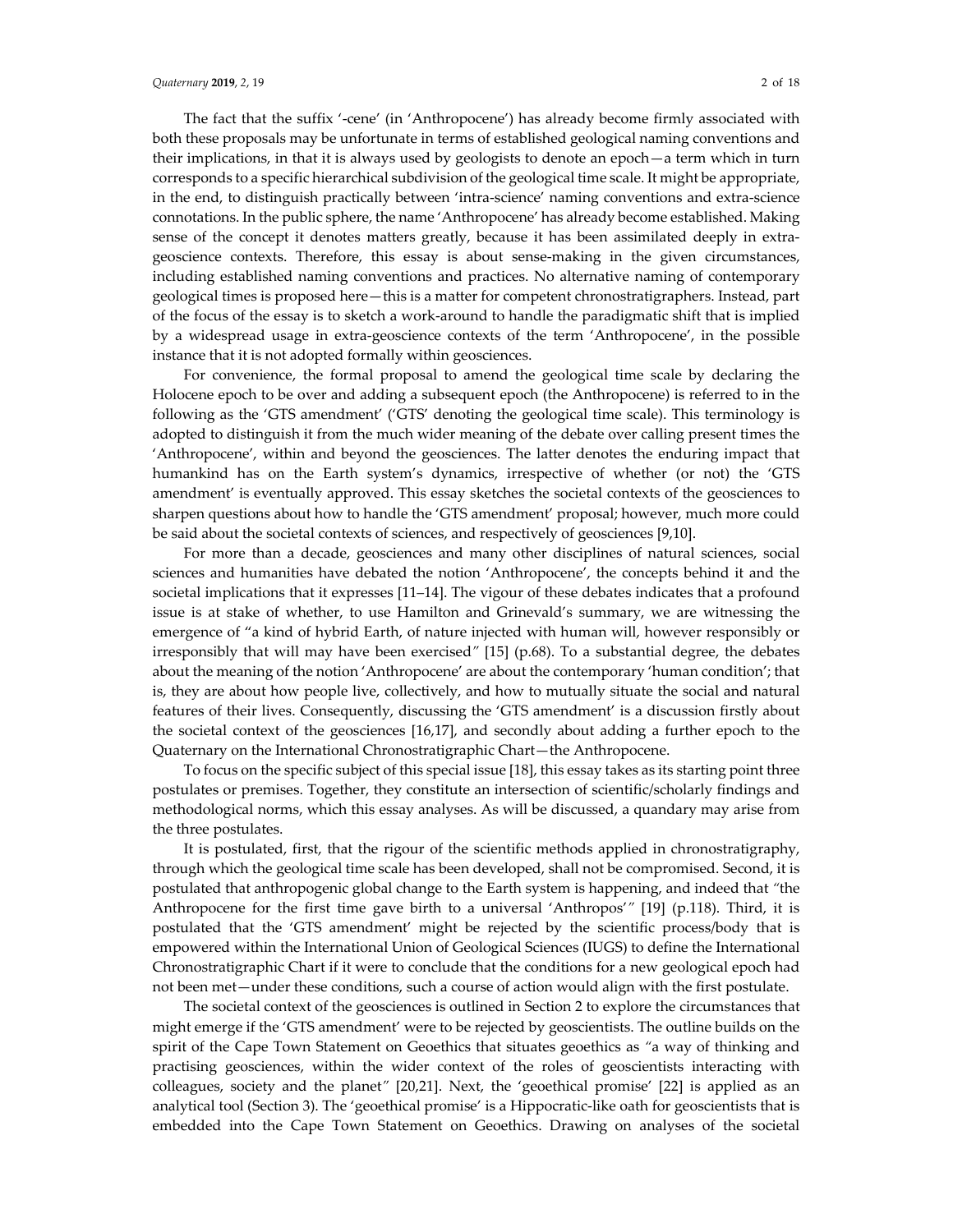The fact that the suffix '-cene' (in 'Anthropocene') has already become firmly associated with both these proposals may be unfortunate in terms of established geological naming conventions and their implications, in that it is always used by geologists to denote an epoch—a term which in turn corresponds to a specific hierarchical subdivision of the geological time scale. It might be appropriate, in the end, to distinguish practically between 'intra-science' naming conventions and extra-science connotations. In the public sphere, the name 'Anthropocene' has already become established. Making sense of the concept it denotes matters greatly, because it has been assimilated deeply in extra-geoscience contexts. Therefore, this essay is about sense-making in the given circumstances, including established naming conventions and practices. No alternative naming of contemporary geological times is proposed here—this is a matter for competent chronostratigraphers. Instead, part of the focus of the essay is to sketch a work-around to handle the paradigmatic shift that is implied by a widespread usage in extra-geoscience contexts of the term 'Anthropocene', in the possible instance that it is not adopted formally within geosciences.

For convenience, the formal proposal to amend the geological time scale by declaring the Holocene epoch to be over and adding a subsequent epoch (the Anthropocene) is referred to in the following as the 'GTS amendment' ('GTS' denoting the geological time scale). This terminology is adopted to distinguish it from the much wider meaning of the debate over calling present times the 'Anthropocene', within and beyond the geosciences. The latter denotes the enduring impact that humankind has on the Earth system's dynamics, irrespective of whether (or not) the 'GTS amendment' is eventually approved. This essay sketches the societal contexts of the geosciences to sharpen questions about how to handle the 'GTS amendment' proposal; however, much more could be said about the societal contexts of sciences, and respectively of geosciences [9,10].

For more than a decade, geosciences and many other disciplines of natural sciences, social sciences and humanities have debated the notion 'Anthropocene', the concepts behind it and the societal implications that it expresses [11–14]. The vigour of these debates indicates that a profound issue is at stake of whether, to use Hamilton and Grinevald's summary, we are witnessing the emergence of "a kind of hybrid Earth, of nature injected with human will, however responsibly or irresponsibly that will may have been exercised" [15] (p.68). To a substantial degree, the debates about the meaning of the notion 'Anthropocene' are about the contemporary 'human condition'; that is, they are about how people live, collectively, and how to mutually situate the social and natural features of their lives. Consequently, discussing the 'GTS amendment' is a discussion firstly about the societal context of the geosciences [16,17], and secondly about adding a further epoch to the Quaternary on the International Chronostratigraphic Chart—the Anthropocene.

To focus on the specific subject of this special issue [18], this essay takes as its starting point three postulates or premises. Together, they constitute an intersection of scientific/scholarly findings and methodological norms, which this essay analyses. As will be discussed, a quandary may arise from the three postulates.

It is postulated, first, that the rigour of the scientific methods applied in chronostratigraphy, through which the geological time scale has been developed, shall not be compromised. Second, it is postulated that anthropogenic global change to the Earth system is happening, and indeed that "the Anthropocene for the first time gave birth to a universal 'Anthropos'" [19] (p.118). Third, it is postulated that the 'GTS amendment' might be rejected by the scientific process/body that is empowered within the International Union of Geological Sciences (IUGS) to define the International Chronostratigraphic Chart if it were to conclude that the conditions for a new geological epoch had not been met—under these conditions, such a course of action would align with the first postulate.

The societal context of the geosciences is outlined in Section 2 to explore the circumstances that might emerge if the 'GTS amendment' were to be rejected by geoscientists. The outline builds on the spirit of the Cape Town Statement on Geoethics that situates geoethics as "a way of thinking and practising geosciences, within the wider context of the roles of geoscientists interacting with colleagues, society and the planet" [20,21]. Next, the 'geoethical promise' [22] is applied as an analytical tool (Section 3). The 'geoethical promise' is a Hippocratic-like oath for geoscientists that is embedded into the Cape Town Statement on Geoethics. Drawing on analyses of the societal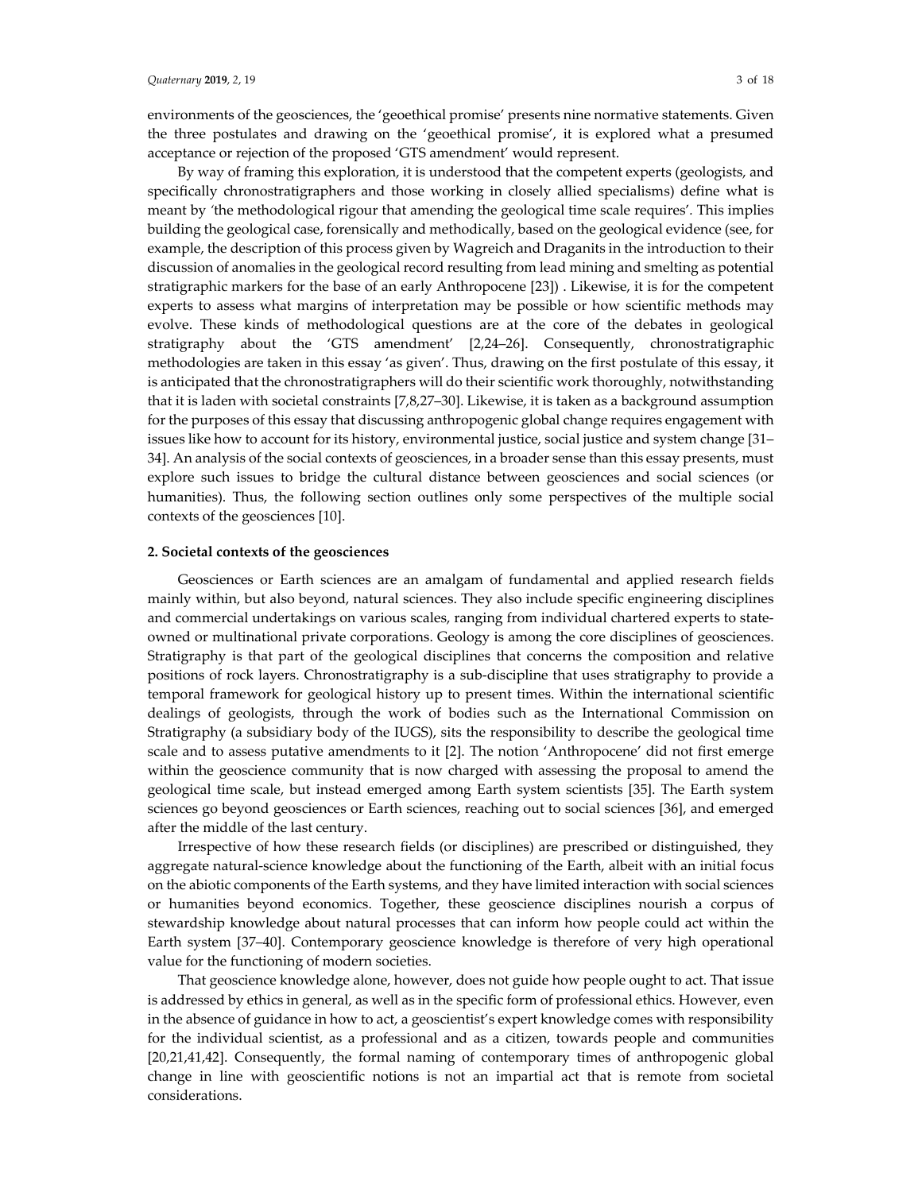environments of the geosciences, the 'geoethical promise' presents nine normative statements. Given the three postulates and drawing on the 'geoethical promise', it is explored what a presumed acceptance or rejection of the proposed 'GTS amendment' would represent.

By way of framing this exploration, it is understood that the competent experts (geologists, and specifically chronostratigraphers and those working in closely allied specialisms) define what is meant by 'the methodological rigour that amending the geological time scale requires'. This implies building the geological case, forensically and methodically, based on the geological evidence (see, for example, the description of this process given by Wagreich and Draganits in the introduction to their discussion of anomalies in the geological record resulting from lead mining and smelting as potential stratigraphic markers for the base of an early Anthropocene [23]) . Likewise, it is for the competent experts to assess what margins of interpretation may be possible or how scientific methods may evolve. These kinds of methodological questions are at the core of the debates in geological stratigraphy about the 'GTS amendment' [2,24–26]. Consequently, chronostratigraphic methodologies are taken in this essay 'as given'. Thus, drawing on the first postulate of this essay, it is anticipated that the chronostratigraphers will do their scientific work thoroughly, notwithstanding that it is laden with societal constraints [7,8,27–30]. Likewise, it is taken as a background assumption for the purposes of this essay that discussing anthropogenic global change requires engagement with issues like how to account for its history, environmental justice, social justice and system change [31–34]. An analysis of the social contexts of geosciences, in a broader sense than this essay presents, must explore such issues to bridge the cultural distance between geosciences and social sciences (or humanities). Thus, the following section outlines only some perspectives of the multiple social contexts of the geosciences [10].

## 2. Societal contexts of the geosciences

Geosciences or Earth sciences are an amalgam of fundamental and applied research fields mainly within, but also beyond, natural sciences. They also include specific engineering disciplines and commercial undertakings on various scales, ranging from individual chartered experts to state-owned or multinational private corporations. Geology is among the core disciplines of geosciences. Stratigraphy is that part of the geological disciplines that concerns the composition and relative positions of rock layers. Chronostratigraphy is a sub-discipline that uses stratigraphy to provide a temporal framework for geological history up to present times. Within the international scientific dealings of geologists, through the work of bodies such as the International Commission on Stratigraphy (a subsidiary body of the IUGS), sits the responsibility to describe the geological time scale and to assess putative amendments to it [2]. The notion 'Anthropocene' did not first emerge within the geoscience community that is now charged with assessing the proposal to amend the geological time scale, but instead emerged among Earth system scientists [35]. The Earth system sciences go beyond geosciences or Earth sciences, reaching out to social sciences [36], and emerged after the middle of the last century.

Irrespective of how these research fields (or disciplines) are prescribed or distinguished, they aggregate natural-science knowledge about the functioning of the Earth, albeit with an initial focus on the abiotic components of the Earth systems, and they have limited interaction with social sciences or humanities beyond economics. Together, these geoscience disciplines nourish a corpus of stewardship knowledge about natural processes that can inform how people could act within the Earth system [37–40]. Contemporary geoscience knowledge is therefore of very high operational value for the functioning of modern societies.

That geoscience knowledge alone, however, does not guide how people ought to act. That issue is addressed by ethics in general, as well as in the specific form of professional ethics. However, even in the absence of guidance in how to act, a geoscientist's expert knowledge comes with responsibility for the individual scientist, as a professional and as a citizen, towards people and communities [20,21,41,42]. Consequently, the formal naming of contemporary times of anthropogenic global change in line with geoscientific notions is not an impartial act that is remote from societal considerations.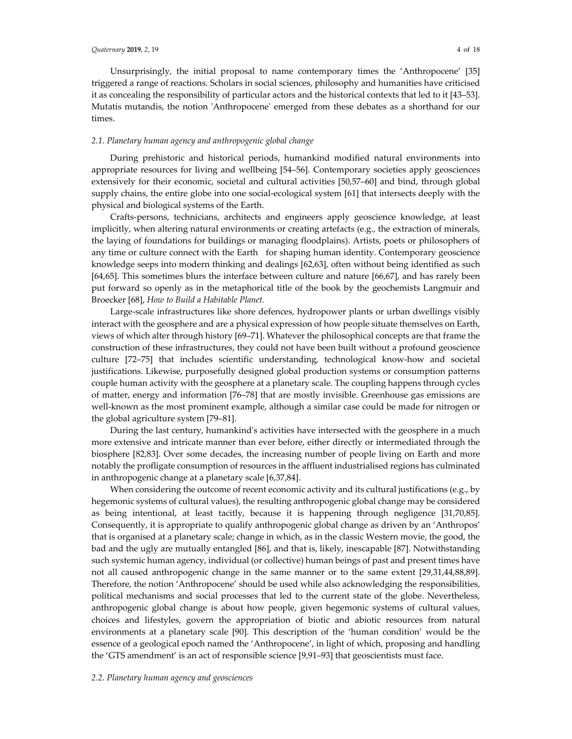Unsurprisingly, the initial proposal to name contemporary times the 'Anthropocene' [35] triggered a range of reactions. Scholars in social sciences, philosophy and humanities have criticised it as concealing the responsibility of particular actors and the historical contexts that led to it [43–53]. Mutatis mutandis, the notion 'Anthropocene' emerged from these debates as a shorthand for our times.

### *2.1. Planetary human agency and anthropogenic global change*

During prehistoric and historical periods, humankind modified natural environments into appropriate resources for living and wellbeing [54–56]. Contemporary societies apply geosciences extensively for their economic, societal and cultural activities [50,57–60] and bind, through global supply chains, the entire globe into one social-ecological system [61] that intersects deeply with the physical and biological systems of the Earth.

Crafts-persons, technicians, architects and engineers apply geoscience knowledge, at least implicitly, when altering natural environments or creating artefacts (e.g., the extraction of minerals, the laying of foundations for buildings or managing floodplains). Artists, poets or philosophers of any time or culture connect with the Earth for shaping human identity. Contemporary geoscience knowledge seeps into modern thinking and dealings [62,63], often without being identified as such [64,65]. This sometimes blurs the interface between culture and nature [66,67], and has rarely been put forward so openly as in the metaphorical title of the book by the geochemists Langmuir and Broecker [68], *How to Build a Habitable Planet.*

Large-scale infrastructures like shore defences, hydropower plants or urban dwellings visibly interact with the geosphere and are a physical expression of how people situate themselves on Earth, views of which alter through history [69–71]. Whatever the philosophical concepts are that frame the construction of these infrastructures, they could not have been built without a profound geoscience culture [72–75] that includes scientific understanding, technological know-how and societal justifications. Likewise, purposefully designed global production systems or consumption patterns couple human activity with the geosphere at a planetary scale. The coupling happens through cycles of matter, energy and information [76–78] that are mostly invisible. Greenhouse gas emissions are well-known as the most prominent example, although a similar case could be made for nitrogen or the global agriculture system [79–81].

During the last century, humankind's activities have intersected with the geosphere in a much more extensive and intricate manner than ever before, either directly or intermediated through the biosphere [82,83]. Over some decades, the increasing number of people living on Earth and more notably the profligate consumption of resources in the affluent industrialised regions has culminated in anthropogenic change at a planetary scale [6,37,84].

When considering the outcome of recent economic activity and its cultural justifications (e.g., by hegemonic systems of cultural values), the resulting anthropogenic global change may be considered as being intentional, at least tacitly, because it is happening through negligence [31,70,85]. Consequently, it is appropriate to qualify anthropogenic global change as driven by an 'Anthropos' that is organised at a planetary scale; change in which, as in the classic Western movie, the good, the bad and the ugly are mutually entangled [86], and that is, likely, inescapable [87]. Notwithstanding such systemic human agency, individual (or collective) human beings of past and present times have not all caused anthropogenic change in the same manner or to the same extent [29,31,44,88,89]. Therefore, the notion 'Anthropocene' should be used while also acknowledging the responsibilities, political mechanisms and social processes that led to the current state of the globe. Nevertheless, anthropogenic global change is about how people, given hegemonic systems of cultural values, choices and lifestyles, govern the appropriation of biotic and abiotic resources from natural environments at a planetary scale [90]. This description of the 'human condition' would be the essence of a geological epoch named the 'Anthropocene', in light of which, proposing and handling the 'GTS amendment' is an act of responsible science [9,91–93] that geoscientists must face.

### *2.2. Planetary human agency and geosciences*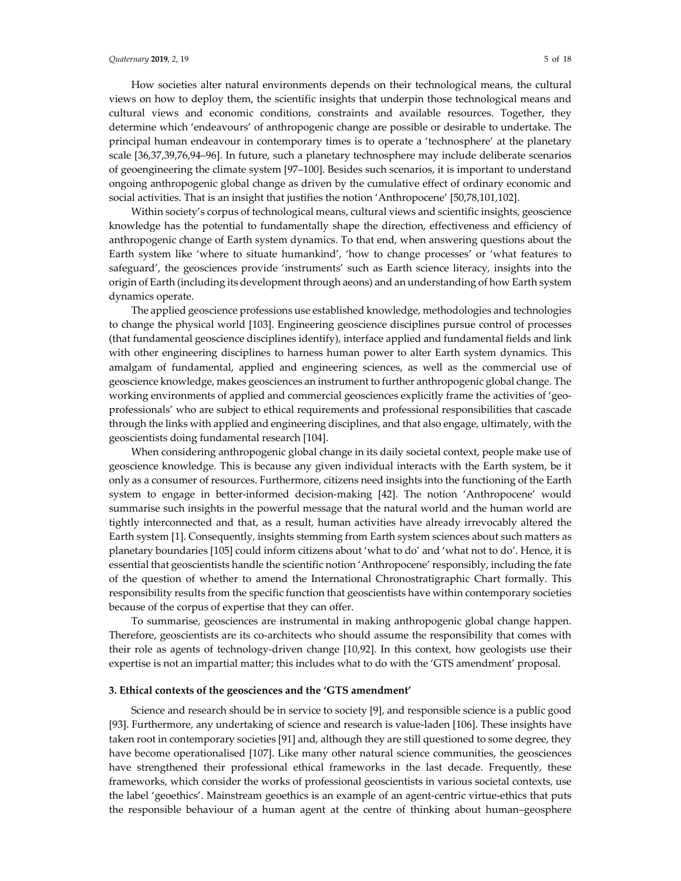How societies alter natural environments depends on their technological means, the cultural views on how to deploy them, the scientific insights that underpin those technological means and cultural views and economic conditions, constraints and available resources. Together, they determine which 'endeavours' of anthropogenic change are possible or desirable to undertake. The principal human endeavour in contemporary times is to operate a 'technosphere' at the planetary scale [36,37,39,76,94–96]. In future, such a planetary technosphere may include deliberate scenarios of geoengineering the climate system [97–100]. Besides such scenarios, it is important to understand ongoing anthropogenic global change as driven by the cumulative effect of ordinary economic and social activities. That is an insight that justifies the notion 'Anthropocene' [50,78,101,102].

Within society's corpus of technological means, cultural views and scientific insights, geoscience knowledge has the potential to fundamentally shape the direction, effectiveness and efficiency of anthropogenic change of Earth system dynamics. To that end, when answering questions about the Earth system like 'where to situate humankind', 'how to change processes' or 'what features to safeguard', the geosciences provide 'instruments' such as Earth science literacy, insights into the origin of Earth (including its development through aeons) and an understanding of how Earth system dynamics operate.

The applied geoscience professions use established knowledge, methodologies and technologies to change the physical world [103]. Engineering geoscience disciplines pursue control of processes (that fundamental geoscience disciplines identify), interface applied and fundamental fields and link with other engineering disciplines to harness human power to alter Earth system dynamics. This amalgam of fundamental, applied and engineering sciences, as well as the commercial use of geoscience knowledge, makes geosciences an instrument to further anthropogenic global change. The working environments of applied and commercial geosciences explicitly frame the activities of 'geo-professionals' who are subject to ethical requirements and professional responsibilities that cascade through the links with applied and engineering disciplines, and that also engage, ultimately, with the geoscientists doing fundamental research [104].

When considering anthropogenic global change in its daily societal context, people make use of geoscience knowledge. This is because any given individual interacts with the Earth system, be it only as a consumer of resources. Furthermore, citizens need insights into the functioning of the Earth system to engage in better-informed decision-making [42]. The notion 'Anthropocene' would summarise such insights in the powerful message that the natural world and the human world are tightly interconnected and that, as a result, human activities have already irrevocably altered the Earth system [1]. Consequently, insights stemming from Earth system sciences about such matters as planetary boundaries [105] could inform citizens about 'what to do' and 'what not to do'. Hence, it is essential that geoscientists handle the scientific notion 'Anthropocene' responsibly, including the fate of the question of whether to amend the International Chronostratigraphic Chart formally. This responsibility results from the specific function that geoscientists have within contemporary societies because of the corpus of expertise that they can offer.

To summarise, geosciences are instrumental in making anthropogenic global change happen. Therefore, geoscientists are its co-architects who should assume the responsibility that comes with their role as agents of technology-driven change [10,92]. In this context, how geologists use their expertise is not an impartial matter; this includes what to do with the 'GTS amendment' proposal.

## 3. Ethical contexts of the geosciences and the 'GTS amendment'

Science and research should be in service to society [9], and responsible science is a public good [93]. Furthermore, any undertaking of science and research is value-laden [106]. These insights have taken root in contemporary societies [91] and, although they are still questioned to some degree, they have become operationalised [107]. Like many other natural science communities, the geosciences have strengthened their professional ethical frameworks in the last decade. Frequently, these frameworks, which consider the works of professional geoscientists in various societal contexts, use the label 'geoethics'. Mainstream geoethics is an example of an agent-centric virtue-ethics that puts the responsible behaviour of a human agent at the centre of thinking about human–geosphere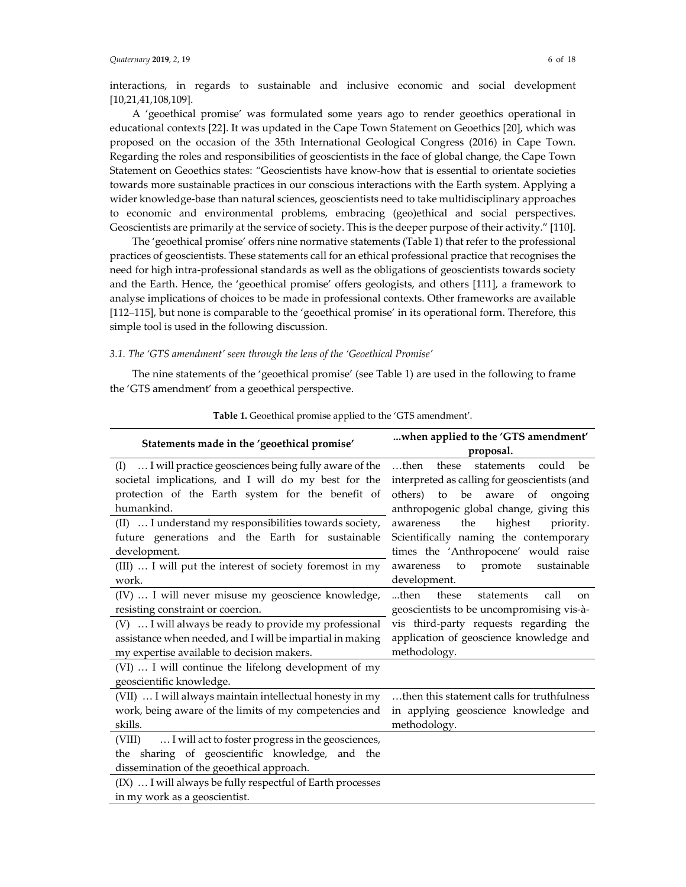interactions, in regards to sustainable and inclusive economic and social development [10,21,41,108,109].

A 'geoethical promise' was formulated some years ago to render geoethics operational in educational contexts [22]. It was updated in the Cape Town Statement on Geoethics [20], which was proposed on the occasion of the 35th International Geological Congress (2016) in Cape Town. Regarding the roles and responsibilities of geoscientists in the face of global change, the Cape Town Statement on Geoethics states: "Geoscientists have know-how that is essential to orientate societies towards more sustainable practices in our conscious interactions with the Earth system. Applying a wider knowledge-base than natural sciences, geoscientists need to take multidisciplinary approaches to economic and environmental problems, embracing (geo)ethical and social perspectives. Geoscientists are primarily at the service of society. This is the deeper purpose of their activity." [110].

The 'geoethical promise' offers nine normative statements (Table 1) that refer to the professional practices of geoscientists. These statements call for an ethical professional practice that recognises the need for high intra-professional standards as well as the obligations of geoscientists towards society and the Earth. Hence, the 'geoethical promise' offers geologists, and others [111], a framework to analyse implications of choices to be made in professional contexts. Other frameworks are available [112–115], but none is comparable to the 'geoethical promise' in its operational form. Therefore, this simple tool is used in the following discussion.

### 3.1. The 'GTS amendment' seen through the lens of the 'Geoethical Promise'

The nine statements of the 'geoethical promise' (see Table 1) are used in the following to frame the 'GTS amendment' from a geoethical perspective.

**Table 1.** Geoethical promise applied to the 'GTS amendment'.

| Statements made in the 'geoethical promise' | ...when applied to the 'GTS amendment' proposal. |
|---|---|
| (I) … I will practice geosciences being fully aware of the societal implications, and I will do my best for the protection of the Earth system for the benefit of humankind. | …then these statements could be interpreted as calling for geoscientists (and others) to be aware of ongoing anthropogenic global change, giving this awareness the highest priority. Scientifically naming the contemporary times the 'Anthropocene' would raise awareness to promote sustainable development. |
| (II) … I understand my responsibilities towards society, future generations and the Earth for sustainable development. | |
| (III) … I will put the interest of society foremost in my work. | |
| (IV) … I will never misuse my geoscience knowledge, resisting constraint or coercion. | ...then these statements call on geoscientists to be uncompromising vis-à-vis third-party requests regarding the application of geoscience knowledge and methodology. |
| (V) … I will always be ready to provide my professional assistance when needed, and I will be impartial in making my expertise available to decision makers. | |
| (VI) … I will continue the lifelong development of my geoscientific knowledge. | |
| (VII) … I will always maintain intellectual honesty in my work, being aware of the limits of my competencies and skills. | …then this statement calls for truthfulness in applying geoscience knowledge and methodology. |
| (VIII) … I will act to foster progress in the geosciences, the sharing of geoscientific knowledge, and the dissemination of the geoethical approach. | |
| (IX) … I will always be fully respectful of Earth processes in my work as a geoscientist. | |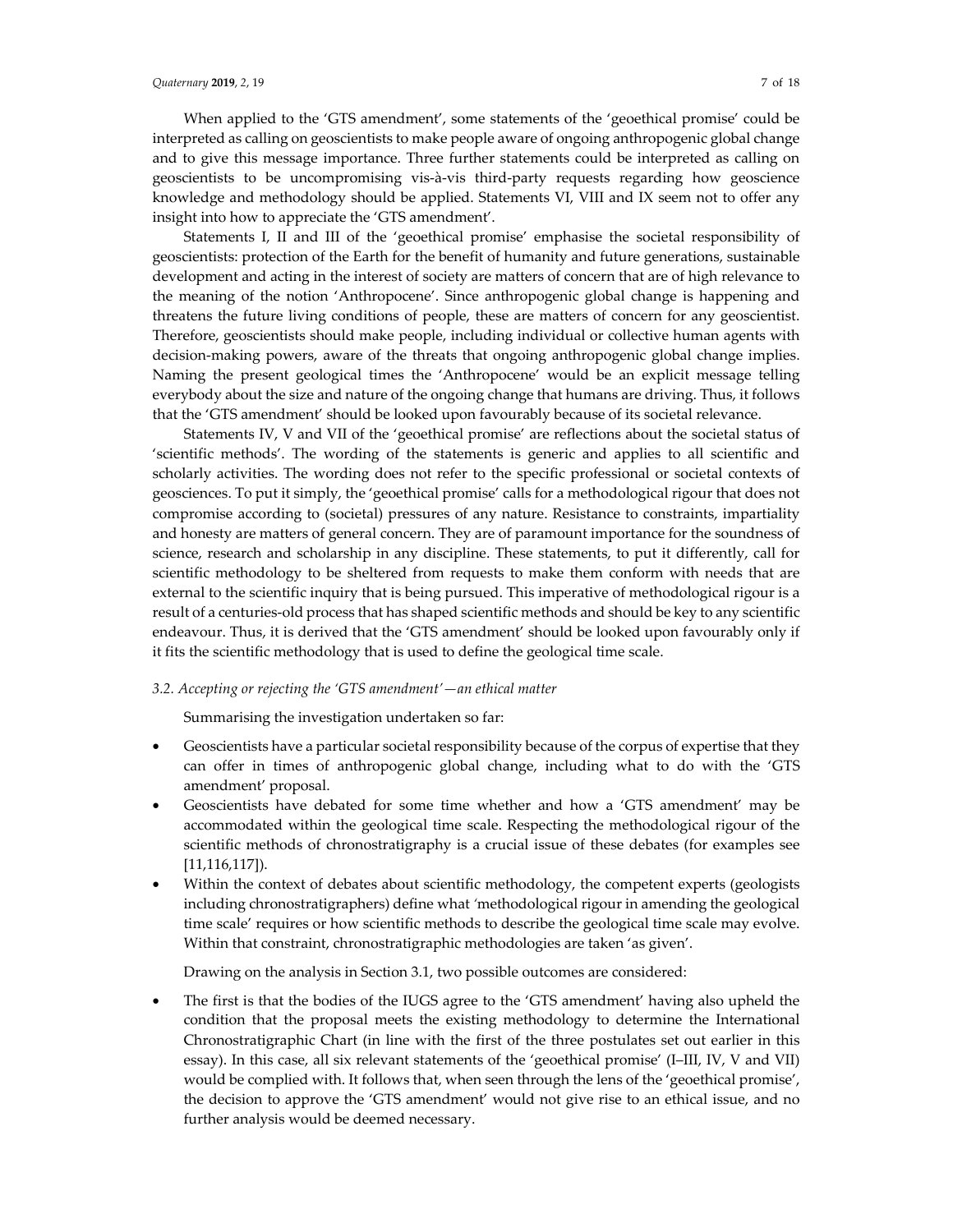When applied to the 'GTS amendment', some statements of the 'geoethical promise' could be interpreted as calling on geoscientists to make people aware of ongoing anthropogenic global change and to give this message importance. Three further statements could be interpreted as calling on geoscientists to be uncompromising vis-à-vis third-party requests regarding how geoscience knowledge and methodology should be applied. Statements VI, VIII and IX seem not to offer any insight into how to appreciate the 'GTS amendment'.

Statements I, II and III of the 'geoethical promise' emphasise the societal responsibility of geoscientists: protection of the Earth for the benefit of humanity and future generations, sustainable development and acting in the interest of society are matters of concern that are of high relevance to the meaning of the notion 'Anthropocene'. Since anthropogenic global change is happening and threatens the future living conditions of people, these are matters of concern for any geoscientist. Therefore, geoscientists should make people, including individual or collective human agents with decision-making powers, aware of the threats that ongoing anthropogenic global change implies. Naming the present geological times the 'Anthropocene' would be an explicit message telling everybody about the size and nature of the ongoing change that humans are driving. Thus, it follows that the 'GTS amendment' should be looked upon favourably because of its societal relevance.

Statements IV, V and VII of the 'geoethical promise' are reflections about the societal status of 'scientific methods'. The wording of the statements is generic and applies to all scientific and scholarly activities. The wording does not refer to the specific professional or societal contexts of geosciences. To put it simply, the 'geoethical promise' calls for a methodological rigour that does not compromise according to (societal) pressures of any nature. Resistance to constraints, impartiality and honesty are matters of general concern. They are of paramount importance for the soundness of science, research and scholarship in any discipline. These statements, to put it differently, call for scientific methodology to be sheltered from requests to make them conform with needs that are external to the scientific inquiry that is being pursued. This imperative of methodological rigour is a result of a centuries-old process that has shaped scientific methods and should be key to any scientific endeavour. Thus, it is derived that the 'GTS amendment' should be looked upon favourably only if it fits the scientific methodology that is used to define the geological time scale.

### *3.2. Accepting or rejecting the 'GTS amendment'—an ethical matter*

Summarising the investigation undertaken so far:

- Geoscientists have a particular societal responsibility because of the corpus of expertise that they can offer in times of anthropogenic global change, including what to do with the 'GTS amendment' proposal.
- Geoscientists have debated for some time whether and how a 'GTS amendment' may be accommodated within the geological time scale. Respecting the methodological rigour of the scientific methods of chronostratigraphy is a crucial issue of these debates (for examples see [11,116,117]).
- Within the context of debates about scientific methodology, the competent experts (geologists including chronostratigraphers) define what 'methodological rigour in amending the geological time scale' requires or how scientific methods to describe the geological time scale may evolve. Within that constraint, chronostratigraphic methodologies are taken 'as given'.

Drawing on the analysis in Section 3.1, two possible outcomes are considered:

- The first is that the bodies of the IUGS agree to the 'GTS amendment' having also upheld the condition that the proposal meets the existing methodology to determine the International Chronostratigraphic Chart (in line with the first of the three postulates set out earlier in this essay). In this case, all six relevant statements of the 'geoethical promise' (I–III, IV, V and VII) would be complied with. It follows that, when seen through the lens of the 'geoethical promise', the decision to approve the 'GTS amendment' would not give rise to an ethical issue, and no further analysis would be deemed necessary.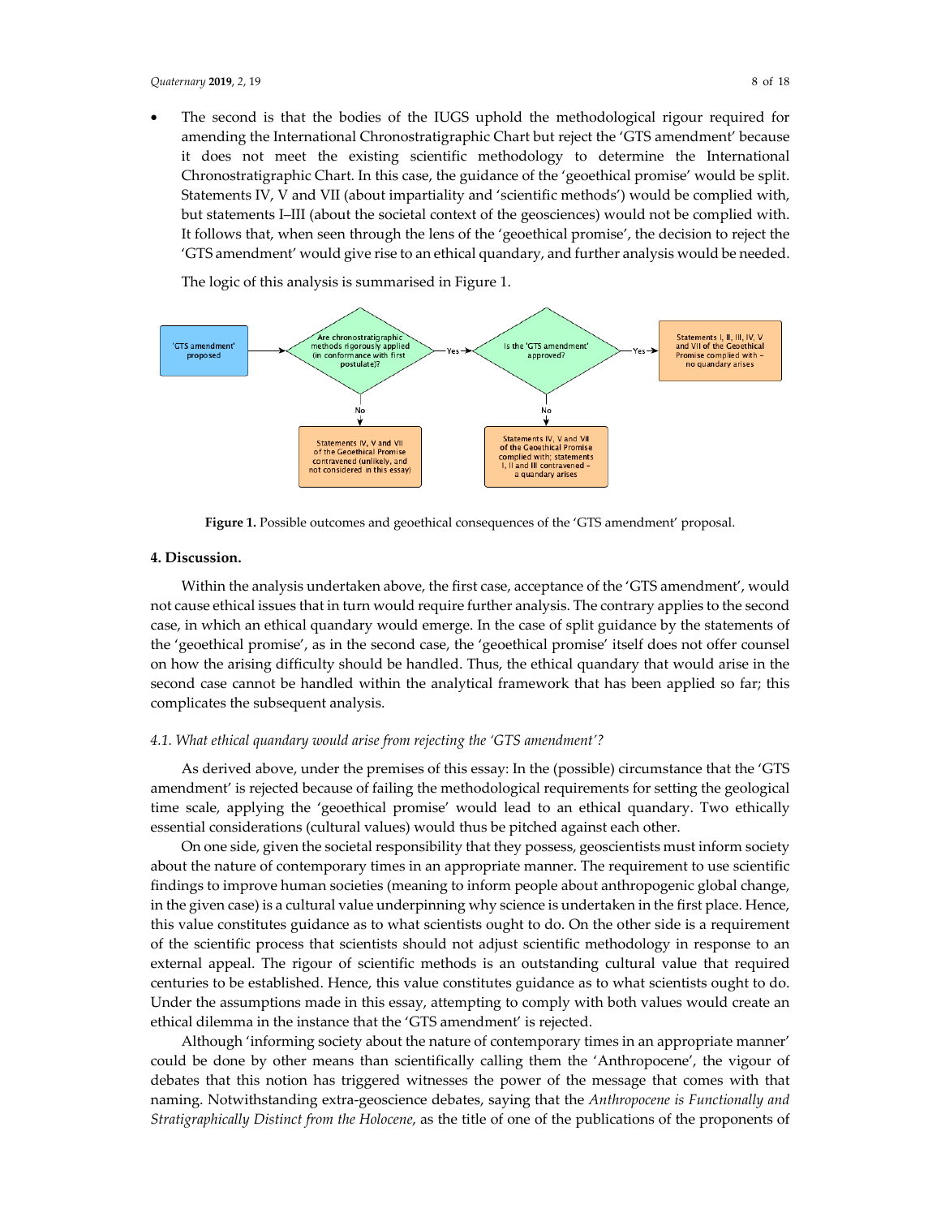- The second is that the bodies of the IUGS uphold the methodological rigour required for amending the International Chronostratigraphic Chart but reject the 'GTS amendment' because it does not meet the existing scientific methodology to determine the International Chronostratigraphic Chart. In this case, the guidance of the 'geoethical promise' would be split. Statements IV, V and VII (about impartiality and 'scientific methods') would be complied with, but statements I–III (about the societal context of the geosciences) would not be complied with. It follows that, when seen through the lens of the 'geoethical promise', the decision to reject the 'GTS amendment' would give rise to an ethical quandary, and further analysis would be needed.

The logic of this analysis is summarised in Figure 1.

**Figure 1.** Possible outcomes and geoethical consequences of the 'GTS amendment' proposal.

## 4. Discussion.

Within the analysis undertaken above, the first case, acceptance of the 'GTS amendment', would not cause ethical issues that in turn would require further analysis. The contrary applies to the second case, in which an ethical quandary would emerge. In the case of split guidance by the statements of the 'geoethical promise', as in the second case, the 'geoethical promise' itself does not offer counsel on how the arising difficulty should be handled. Thus, the ethical quandary that would arise in the second case cannot be handled within the analytical framework that has been applied so far; this complicates the subsequent analysis.

### *4.1. What ethical quandary would arise from rejecting the 'GTS amendment'?*

As derived above, under the premises of this essay: In the (possible) circumstance that the 'GTS amendment' is rejected because of failing the methodological requirements for setting the geological time scale, applying the 'geoethical promise' would lead to an ethical quandary. Two ethically essential considerations (cultural values) would thus be pitched against each other.

On one side, given the societal responsibility that they possess, geoscientists must inform society about the nature of contemporary times in an appropriate manner. The requirement to use scientific findings to improve human societies (meaning to inform people about anthropogenic global change, in the given case) is a cultural value underpinning why science is undertaken in the first place. Hence, this value constitutes guidance as to what scientists ought to do. On the other side is a requirement of the scientific process that scientists should not adjust scientific methodology in response to an external appeal. The rigour of scientific methods is an outstanding cultural value that required centuries to be established. Hence, this value constitutes guidance as to what scientists ought to do. Under the assumptions made in this essay, attempting to comply with both values would create an ethical dilemma in the instance that the 'GTS amendment' is rejected.

Although 'informing society about the nature of contemporary times in an appropriate manner' could be done by other means than scientifically calling them the 'Anthropocene', the vigour of debates that this notion has triggered witnesses the power of the message that comes with that naming. Notwithstanding extra-geoscience debates, saying that the *Anthropocene is Functionally and Stratigraphically Distinct from the Holocene*, as the title of one of the publications of the proponents of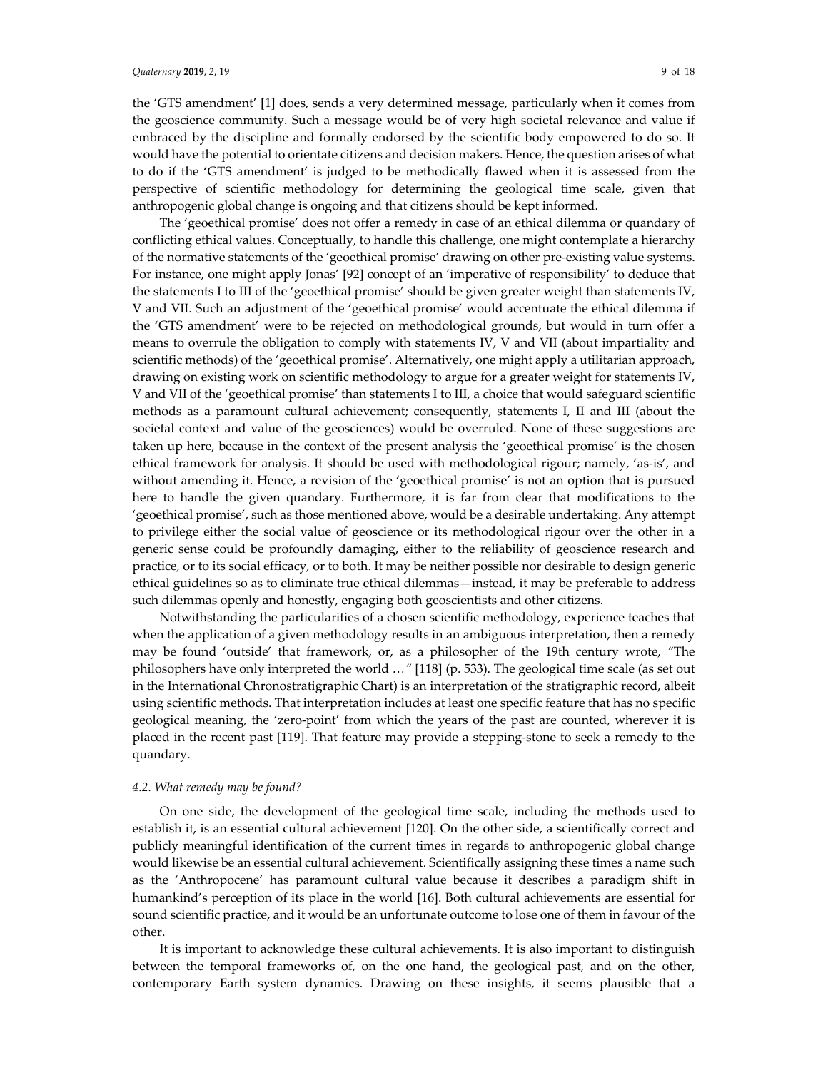the 'GTS amendment' [1] does, sends a very determined message, particularly when it comes from the geoscience community. Such a message would be of very high societal relevance and value if embraced by the discipline and formally endorsed by the scientific body empowered to do so. It would have the potential to orientate citizens and decision makers. Hence, the question arises of what to do if the 'GTS amendment' is judged to be methodically flawed when it is assessed from the perspective of scientific methodology for determining the geological time scale, given that anthropogenic global change is ongoing and that citizens should be kept informed.

The 'geoethical promise' does not offer a remedy in case of an ethical dilemma or quandary of conflicting ethical values. Conceptually, to handle this challenge, one might contemplate a hierarchy of the normative statements of the 'geoethical promise' drawing on other pre-existing value systems. For instance, one might apply Jonas' [92] concept of an 'imperative of responsibility' to deduce that the statements I to III of the 'geoethical promise' should be given greater weight than statements IV, V and VII. Such an adjustment of the 'geoethical promise' would accentuate the ethical dilemma if the 'GTS amendment' were to be rejected on methodological grounds, but would in turn offer a means to overrule the obligation to comply with statements IV, V and VII (about impartiality and scientific methods) of the 'geoethical promise'. Alternatively, one might apply a utilitarian approach, drawing on existing work on scientific methodology to argue for a greater weight for statements IV, V and VII of the 'geoethical promise' than statements I to III, a choice that would safeguard scientific methods as a paramount cultural achievement; consequently, statements I, II and III (about the societal context and value of the geosciences) would be overruled. None of these suggestions are taken up here, because in the context of the present analysis the 'geoethical promise' is the chosen ethical framework for analysis. It should be used with methodological rigour; namely, 'as-is', and without amending it. Hence, a revision of the 'geoethical promise' is not an option that is pursued here to handle the given quandary. Furthermore, it is far from clear that modifications to the 'geoethical promise', such as those mentioned above, would be a desirable undertaking. Any attempt to privilege either the social value of geoscience or its methodological rigour over the other in a generic sense could be profoundly damaging, either to the reliability of geoscience research and practice, or to its social efficacy, or to both. It may be neither possible nor desirable to design generic ethical guidelines so as to eliminate true ethical dilemmas—instead, it may be preferable to address such dilemmas openly and honestly, engaging both geoscientists and other citizens.

Notwithstanding the particularities of a chosen scientific methodology, experience teaches that when the application of a given methodology results in an ambiguous interpretation, then a remedy may be found 'outside' that framework, or, as a philosopher of the 19th century wrote, "The philosophers have only interpreted the world …" [118] (p. 533). The geological time scale (as set out in the International Chronostratigraphic Chart) is an interpretation of the stratigraphic record, albeit using scientific methods. That interpretation includes at least one specific feature that has no specific geological meaning, the 'zero-point' from which the years of the past are counted, wherever it is placed in the recent past [119]. That feature may provide a stepping-stone to seek a remedy to the quandary.

*4.2. What remedy may be found?*

On one side, the development of the geological time scale, including the methods used to establish it, is an essential cultural achievement [120]. On the other side, a scientifically correct and publicly meaningful identification of the current times in regards to anthropogenic global change would likewise be an essential cultural achievement. Scientifically assigning these times a name such as the 'Anthropocene' has paramount cultural value because it describes a paradigm shift in humankind's perception of its place in the world [16]. Both cultural achievements are essential for sound scientific practice, and it would be an unfortunate outcome to lose one of them in favour of the other.

It is important to acknowledge these cultural achievements. It is also important to distinguish between the temporal frameworks of, on the one hand, the geological past, and on the other, contemporary Earth system dynamics. Drawing on these insights, it seems plausible that a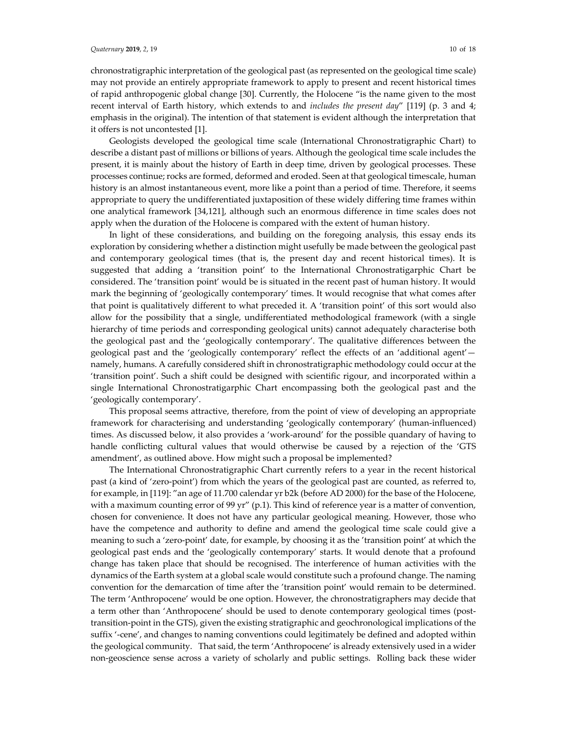chronostratigraphic interpretation of the geological past (as represented on the geological time scale) may not provide an entirely appropriate framework to apply to present and recent historical times of rapid anthropogenic global change [30]. Currently, the Holocene "is the name given to the most recent interval of Earth history, which extends to and *includes the present day*" [119] (p. 3 and 4; emphasis in the original). The intention of that statement is evident although the interpretation that it offers is not uncontested [1].

Geologists developed the geological time scale (International Chronostratigraphic Chart) to describe a distant past of millions or billions of years. Although the geological time scale includes the present, it is mainly about the history of Earth in deep time, driven by geological processes. These processes continue; rocks are formed, deformed and eroded. Seen at that geological timescale, human history is an almost instantaneous event, more like a point than a period of time. Therefore, it seems appropriate to query the undifferentiated juxtaposition of these widely differing time frames within one analytical framework [34,121], although such an enormous difference in time scales does not apply when the duration of the Holocene is compared with the extent of human history.

In light of these considerations, and building on the foregoing analysis, this essay ends its exploration by considering whether a distinction might usefully be made between the geological past and contemporary geological times (that is, the present day and recent historical times). It is suggested that adding a 'transition point' to the International Chronostratigarphic Chart be considered. The 'transition point' would be is situated in the recent past of human history. It would mark the beginning of 'geologically contemporary' times. It would recognise that what comes after that point is qualitatively different to what preceded it. A 'transition point' of this sort would also allow for the possibility that a single, undifferentiated methodological framework (with a single hierarchy of time periods and corresponding geological units) cannot adequately characterise both the geological past and the 'geologically contemporary'. The qualitative differences between the geological past and the 'geologically contemporary' reflect the effects of an 'additional agent'—namely, humans. A carefully considered shift in chronostratigraphic methodology could occur at the 'transition point'. Such a shift could be designed with scientific rigour, and incorporated within a single International Chronostratigarphic Chart encompassing both the geological past and the 'geologically contemporary'.

This proposal seems attractive, therefore, from the point of view of developing an appropriate framework for characterising and understanding 'geologically contemporary' (human-influenced) times. As discussed below, it also provides a 'work-around' for the possible quandary of having to handle conflicting cultural values that would otherwise be caused by a rejection of the 'GTS amendment', as outlined above. How might such a proposal be implemented?

The International Chronostratigraphic Chart currently refers to a year in the recent historical past (a kind of 'zero-point') from which the years of the geological past are counted, as referred to, for example, in [119]: "an age of 11.700 calendar yr b2k (before AD 2000) for the base of the Holocene, with a maximum counting error of 99 yr" (p.1). This kind of reference year is a matter of convention, chosen for convenience. It does not have any particular geological meaning. However, those who have the competence and authority to define and amend the geological time scale could give a meaning to such a 'zero-point' date, for example, by choosing it as the 'transition point' at which the geological past ends and the 'geologically contemporary' starts. It would denote that a profound change has taken place that should be recognised. The interference of human activities with the dynamics of the Earth system at a global scale would constitute such a profound change. The naming convention for the demarcation of time after the 'transition point' would remain to be determined. The term 'Anthropocene' would be one option. However, the chronostratigraphers may decide that a term other than 'Anthropocene' should be used to denote contemporary geological times (post-transition-point in the GTS), given the existing stratigraphic and geochronological implications of the suffix '-cene', and changes to naming conventions could legitimately be defined and adopted within the geological community. That said, the term 'Anthropocene' is already extensively used in a wider non-geoscience sense across a variety of scholarly and public settings. Rolling back these wider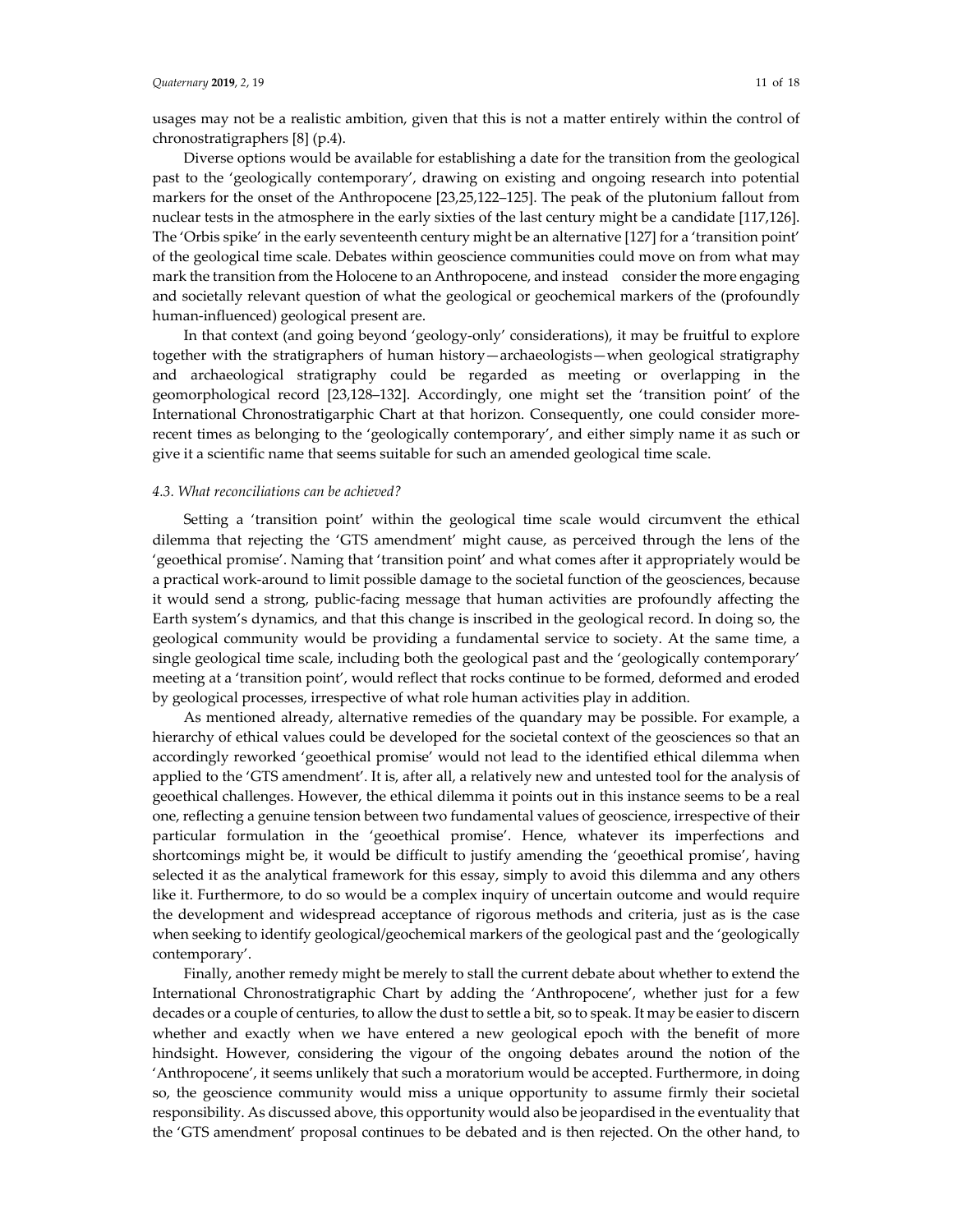usages may not be a realistic ambition, given that this is not a matter entirely within the control of chronostratigraphers [8] (p.4).

Diverse options would be available for establishing a date for the transition from the geological past to the 'geologically contemporary', drawing on existing and ongoing research into potential markers for the onset of the Anthropocene [23,25,122–125]. The peak of the plutonium fallout from nuclear tests in the atmosphere in the early sixties of the last century might be a candidate [117,126]. The 'Orbis spike' in the early seventeenth century might be an alternative [127] for a 'transition point' of the geological time scale. Debates within geoscience communities could move on from what may mark the transition from the Holocene to an Anthropocene, and instead consider the more engaging and societally relevant question of what the geological or geochemical markers of the (profoundly human-influenced) geological present are.

In that context (and going beyond 'geology-only' considerations), it may be fruitful to explore together with the stratigraphers of human history—archaeologists—when geological stratigraphy and archaeological stratigraphy could be regarded as meeting or overlapping in the geomorphological record [23,128–132]. Accordingly, one might set the 'transition point' of the International Chronostratigarphic Chart at that horizon. Consequently, one could consider more-recent times as belonging to the 'geologically contemporary', and either simply name it as such or give it a scientific name that seems suitable for such an amended geological time scale.

### *4.3. What reconciliations can be achieved?*

Setting a 'transition point' within the geological time scale would circumvent the ethical dilemma that rejecting the 'GTS amendment' might cause, as perceived through the lens of the 'geoethical promise'. Naming that 'transition point' and what comes after it appropriately would be a practical work-around to limit possible damage to the societal function of the geosciences, because it would send a strong, public-facing message that human activities are profoundly affecting the Earth system's dynamics, and that this change is inscribed in the geological record. In doing so, the geological community would be providing a fundamental service to society. At the same time, a single geological time scale, including both the geological past and the 'geologically contemporary' meeting at a 'transition point', would reflect that rocks continue to be formed, deformed and eroded by geological processes, irrespective of what role human activities play in addition.

As mentioned already, alternative remedies of the quandary may be possible. For example, a hierarchy of ethical values could be developed for the societal context of the geosciences so that an accordingly reworked 'geoethical promise' would not lead to the identified ethical dilemma when applied to the 'GTS amendment'. It is, after all, a relatively new and untested tool for the analysis of geoethical challenges. However, the ethical dilemma it points out in this instance seems to be a real one, reflecting a genuine tension between two fundamental values of geoscience, irrespective of their particular formulation in the 'geoethical promise'. Hence, whatever its imperfections and shortcomings might be, it would be difficult to justify amending the 'geoethical promise', having selected it as the analytical framework for this essay, simply to avoid this dilemma and any others like it. Furthermore, to do so would be a complex inquiry of uncertain outcome and would require the development and widespread acceptance of rigorous methods and criteria, just as is the case when seeking to identify geological/geochemical markers of the geological past and the 'geologically contemporary'.

Finally, another remedy might be merely to stall the current debate about whether to extend the International Chronostratigraphic Chart by adding the 'Anthropocene', whether just for a few decades or a couple of centuries, to allow the dust to settle a bit, so to speak. It may be easier to discern whether and exactly when we have entered a new geological epoch with the benefit of more hindsight. However, considering the vigour of the ongoing debates around the notion of the 'Anthropocene', it seems unlikely that such a moratorium would be accepted. Furthermore, in doing so, the geoscience community would miss a unique opportunity to assume firmly their societal responsibility. As discussed above, this opportunity would also be jeopardised in the eventuality that the 'GTS amendment' proposal continues to be debated and is then rejected. On the other hand, to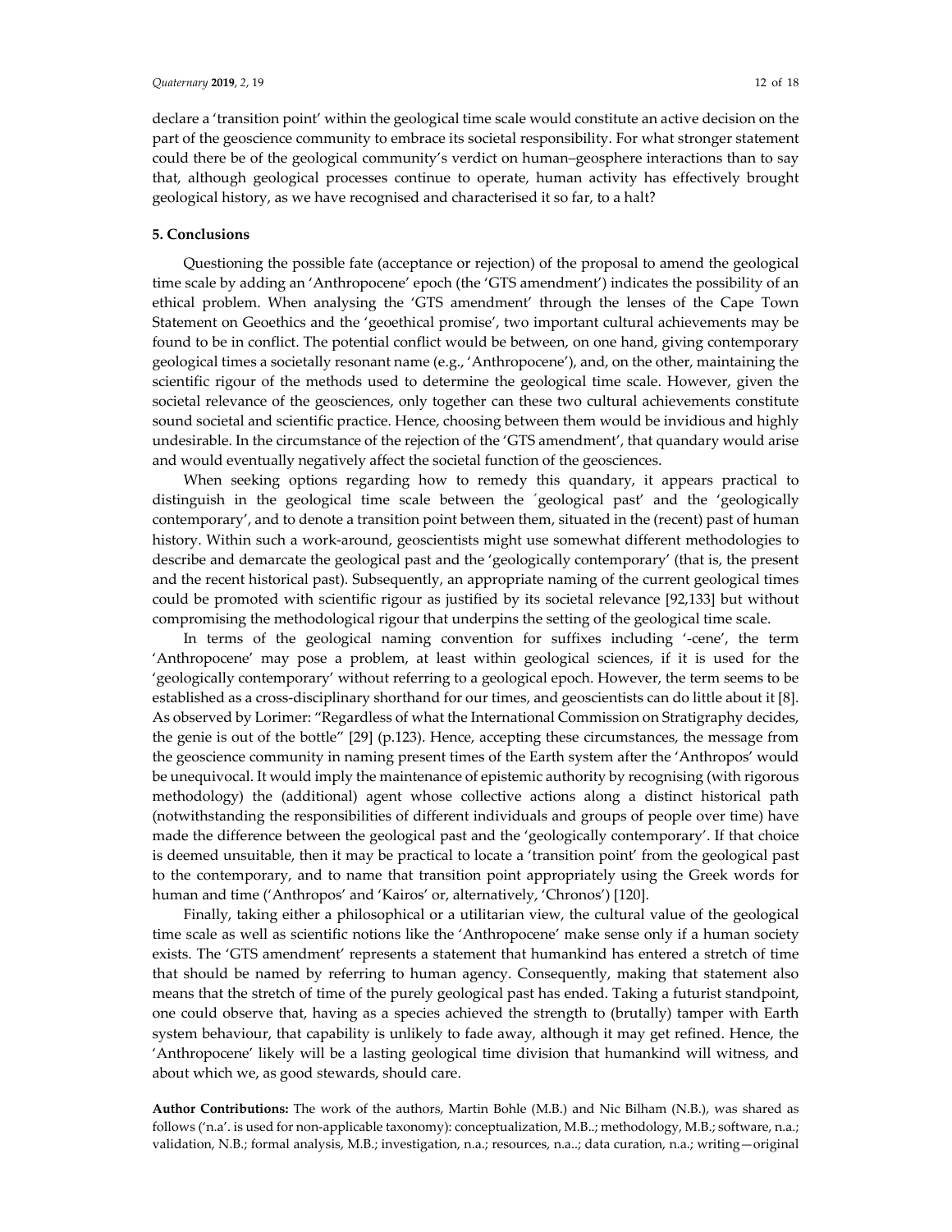declare a 'transition point' within the geological time scale would constitute an active decision on the part of the geoscience community to embrace its societal responsibility. For what stronger statement could there be of the geological community's verdict on human–geosphere interactions than to say that, although geological processes continue to operate, human activity has effectively brought geological history, as we have recognised and characterised it so far, to a halt?

## 5. Conclusions

Questioning the possible fate (acceptance or rejection) of the proposal to amend the geological time scale by adding an 'Anthropocene' epoch (the 'GTS amendment') indicates the possibility of an ethical problem. When analysing the 'GTS amendment' through the lenses of the Cape Town Statement on Geoethics and the 'geoethical promise', two important cultural achievements may be found to be in conflict. The potential conflict would be between, on one hand, giving contemporary geological times a societally resonant name (e.g., 'Anthropocene'), and, on the other, maintaining the scientific rigour of the methods used to determine the geological time scale. However, given the societal relevance of the geosciences, only together can these two cultural achievements constitute sound societal and scientific practice. Hence, choosing between them would be invidious and highly undesirable. In the circumstance of the rejection of the 'GTS amendment', that quandary would arise and would eventually negatively affect the societal function of the geosciences.

When seeking options regarding how to remedy this quandary, it appears practical to distinguish in the geological time scale between the ´geological past' and the 'geologically contemporary', and to denote a transition point between them, situated in the (recent) past of human history. Within such a work-around, geoscientists might use somewhat different methodologies to describe and demarcate the geological past and the 'geologically contemporary' (that is, the present and the recent historical past). Subsequently, an appropriate naming of the current geological times could be promoted with scientific rigour as justified by its societal relevance [92,133] but without compromising the methodological rigour that underpins the setting of the geological time scale.

In terms of the geological naming convention for suffixes including '-cene', the term 'Anthropocene' may pose a problem, at least within geological sciences, if it is used for the 'geologically contemporary' without referring to a geological epoch. However, the term seems to be established as a cross-disciplinary shorthand for our times, and geoscientists can do little about it [8]. As observed by Lorimer: "Regardless of what the International Commission on Stratigraphy decides, the genie is out of the bottle" [29] (p.123). Hence, accepting these circumstances, the message from the geoscience community in naming present times of the Earth system after the 'Anthropos' would be unequivocal. It would imply the maintenance of epistemic authority by recognising (with rigorous methodology) the (additional) agent whose collective actions along a distinct historical path (notwithstanding the responsibilities of different individuals and groups of people over time) have made the difference between the geological past and the 'geologically contemporary'. If that choice is deemed unsuitable, then it may be practical to locate a 'transition point' from the geological past to the contemporary, and to name that transition point appropriately using the Greek words for human and time ('Anthropos' and 'Kairos' or, alternatively, 'Chronos') [120].

Finally, taking either a philosophical or a utilitarian view, the cultural value of the geological time scale as well as scientific notions like the 'Anthropocene' make sense only if a human society exists. The 'GTS amendment' represents a statement that humankind has entered a stretch of time that should be named by referring to human agency. Consequently, making that statement also means that the stretch of time of the purely geological past has ended. Taking a futurist standpoint, one could observe that, having as a species achieved the strength to (brutally) tamper with Earth system behaviour, that capability is unlikely to fade away, although it may get refined. Hence, the 'Anthropocene' likely will be a lasting geological time division that humankind will witness, and about which we, as good stewards, should care.

**Author Contributions:** The work of the authors, Martin Bohle (M.B.) and Nic Bilham (N.B.), was shared as follows ('n.a'. is used for non-applicable taxonomy): conceptualization, M.B..; methodology, M.B.; software, n.a.; validation, N.B.; formal analysis, M.B.; investigation, n.a.; resources, n.a..; data curation, n.a.; writing—original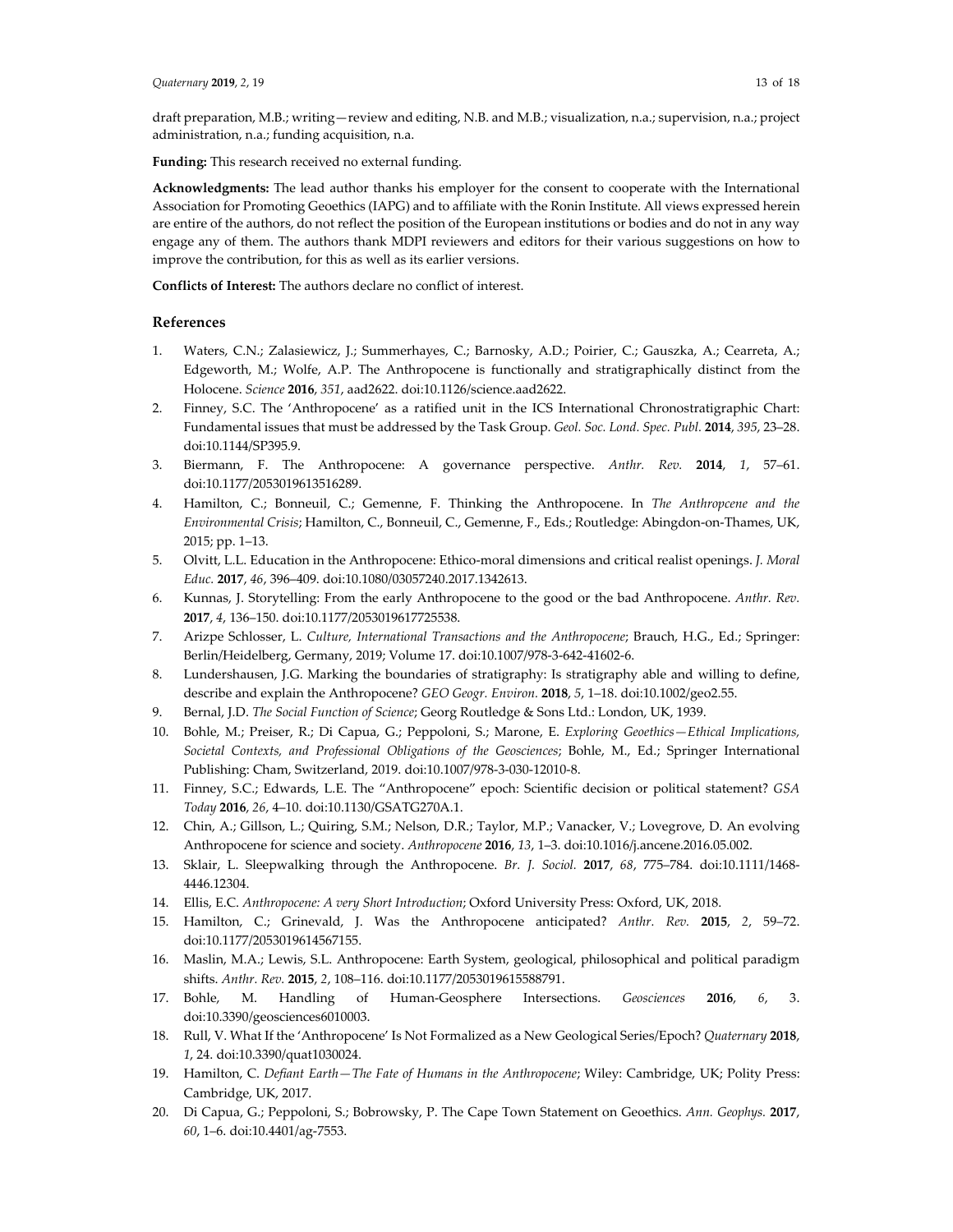draft preparation, M.B.; writing—review and editing, N.B. and M.B.; visualization, n.a.; supervision, n.a.; project administration, n.a.; funding acquisition, n.a.

**Funding:** This research received no external funding.

**Acknowledgments:** The lead author thanks his employer for the consent to cooperate with the International Association for Promoting Geoethics (IAPG) and to affiliate with the Ronin Institute. All views expressed herein are entire of the authors, do not reflect the position of the European institutions or bodies and do not in any way engage any of them. The authors thank MDPI reviewers and editors for their various suggestions on how to improve the contribution, for this as well as its earlier versions.

**Conflicts of Interest:** The authors declare no conflict of interest.

## References

1. Waters, C.N.; Zalasiewicz, J.; Summerhayes, C.; Barnosky, A.D.; Poirier, C.; Gauszka, A.; Cearreta, A.; Edgeworth, M.; Wolfe, A.P. The Anthropocene is functionally and stratigraphically distinct from the Holocene. *Science* **2016**, *351*, aad2622. doi:10.1126/science.aad2622.
2. Finney, S.C. The 'Anthropocene' as a ratified unit in the ICS International Chronostratigraphic Chart: Fundamental issues that must be addressed by the Task Group. *Geol. Soc. Lond. Spec. Publ.* **2014**, *395*, 23–28. doi:10.1144/SP395.9.
3. Biermann, F. The Anthropocene: A governance perspective. *Anthr. Rev.* **2014**, *1*, 57–61. doi:10.1177/2053019613516289.
4. Hamilton, C.; Bonneuil, C.; Gemenne, F. Thinking the Anthropocene. In *The Anthropcene and the Environmental Crisis*; Hamilton, C., Bonneuil, C., Gemenne, F., Eds.; Routledge: Abingdon-on-Thames, UK, 2015; pp. 1–13.
5. Olvitt, L.L. Education in the Anthropocene: Ethico-moral dimensions and critical realist openings. *J. Moral Educ.* **2017**, *46*, 396–409. doi:10.1080/03057240.2017.1342613.
6. Kunnas, J. Storytelling: From the early Anthropocene to the good or the bad Anthropocene. *Anthr. Rev.* **2017**, *4*, 136–150. doi:10.1177/2053019617725538.
7. Arizpe Schlosser, L. *Culture, International Transactions and the Anthropocene*; Brauch, H.G., Ed.; Springer: Berlin/Heidelberg, Germany, 2019; Volume 17. doi:10.1007/978-3-642-41602-6.
8. Lundershausen, J.G. Marking the boundaries of stratigraphy: Is stratigraphy able and willing to define, describe and explain the Anthropocene? *GEO Geogr. Environ.* **2018**, *5*, 1–18. doi:10.1002/geo2.55.
9. Bernal, J.D. *The Social Function of Science*; Georg Routledge & Sons Ltd.: London, UK, 1939.
10. Bohle, M.; Preiser, R.; Di Capua, G.; Peppoloni, S.; Marone, E. *Exploring Geoethics—Ethical Implications, Societal Contexts, and Professional Obligations of the Geosciences*; Bohle, M., Ed.; Springer International Publishing: Cham, Switzerland, 2019. doi:10.1007/978-3-030-12010-8.
11. Finney, S.C.; Edwards, L.E. The "Anthropocene" epoch: Scientific decision or political statement? *GSA Today* **2016**, *26*, 4–10. doi:10.1130/GSATG270A.1.
12. Chin, A.; Gillson, L.; Quiring, S.M.; Nelson, D.R.; Taylor, M.P.; Vanacker, V.; Lovegrove, D. An evolving Anthropocene for science and society. *Anthropocene* **2016**, *13*, 1–3. doi:10.1016/j.ancene.2016.05.002.
13. Sklair, L. Sleepwalking through the Anthropocene. *Br. J. Sociol.* **2017**, *68*, 775–784. doi:10.1111/1468-4446.12304.
14. Ellis, E.C. *Anthropocene: A very Short Introduction*; Oxford University Press: Oxford, UK, 2018.
15. Hamilton, C.; Grinevald, J. Was the Anthropocene anticipated? *Anthr. Rev.* **2015**, *2*, 59–72. doi:10.1177/2053019614567155.
16. Maslin, M.A.; Lewis, S.L. Anthropocene: Earth System, geological, philosophical and political paradigm shifts. *Anthr. Rev.* **2015**, *2*, 108–116. doi:10.1177/2053019615588791.
17. Bohle, M. Handling of Human-Geosphere Intersections. *Geosciences* **2016**, *6*, 3. doi:10.3390/geosciences6010003.
18. Rull, V. What If the 'Anthropocene' Is Not Formalized as a New Geological Series/Epoch? *Quaternary* **2018**, *1*, 24. doi:10.3390/quat1030024.
19. Hamilton, C. *Defiant Earth—The Fate of Humans in the Anthropocene*; Wiley: Cambridge, UK; Polity Press: Cambridge, UK, 2017.
20. Di Capua, G.; Peppoloni, S.; Bobrowsky, P. The Cape Town Statement on Geoethics. *Ann. Geophys.* **2017**, *60*, 1–6. doi:10.4401/ag-7553.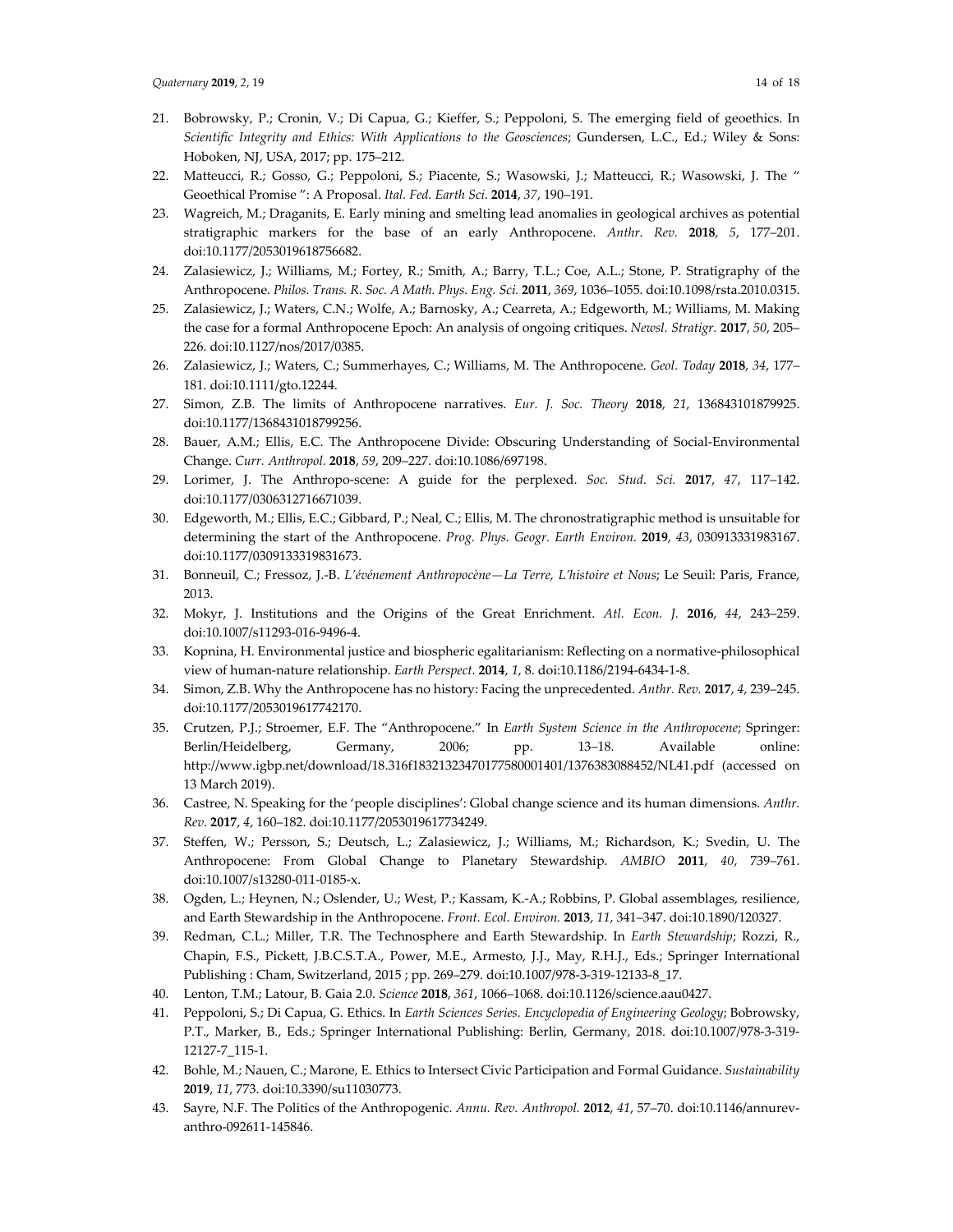21. Bobrowsky, P.; Cronin, V.; Di Capua, G.; Kieffer, S.; Peppoloni, S. The emerging field of geoethics. In *Scientific Integrity and Ethics: With Applications to the Geosciences*; Gundersen, L.C., Ed.; Wiley & Sons: Hoboken, NJ, USA, 2017; pp. 175–212.
22. Matteucci, R.; Gosso, G.; Peppoloni, S.; Piacente, S.; Wasowski, J.; Matteucci, R.; Wasowski, J. The " Geoethical Promise ": A Proposal. *Ital. Fed. Earth Sci.* **2014**, *37*, 190–191.
23. Wagreich, M.; Draganits, E. Early mining and smelting lead anomalies in geological archives as potential stratigraphic markers for the base of an early Anthropocene. *Anthr. Rev.* **2018**, *5*, 177–201. doi:10.1177/2053019618756682.
24. Zalasiewicz, J.; Williams, M.; Fortey, R.; Smith, A.; Barry, T.L.; Coe, A.L.; Stone, P. Stratigraphy of the Anthropocene. *Philos. Trans. R. Soc. A Math. Phys. Eng. Sci.* **2011**, *369*, 1036–1055. doi:10.1098/rsta.2010.0315.
25. Zalasiewicz, J.; Waters, C.N.; Wolfe, A.; Barnosky, A.; Cearreta, A.; Edgeworth, M.; Williams, M. Making the case for a formal Anthropocene Epoch: An analysis of ongoing critiques. *Newsl. Stratigr.* **2017**, *50*, 205–226. doi:10.1127/nos/2017/0385.
26. Zalasiewicz, J.; Waters, C.; Summerhayes, C.; Williams, M. The Anthropocene. *Geol. Today* **2018**, *34*, 177–181. doi:10.1111/gto.12244.
27. Simon, Z.B. The limits of Anthropocene narratives. *Eur. J. Soc. Theory* **2018**, *21*, 136843101879925. doi:10.1177/1368431018799256.
28. Bauer, A.M.; Ellis, E.C. The Anthropocene Divide: Obscuring Understanding of Social-Environmental Change. *Curr. Anthropol.* **2018**, *59*, 209–227. doi:10.1086/697198.
29. Lorimer, J. The Anthropo-scene: A guide for the perplexed. *Soc. Stud. Sci.* **2017**, *47*, 117–142. doi:10.1177/0306312716671039.
30. Edgeworth, M.; Ellis, E.C.; Gibbard, P.; Neal, C.; Ellis, M. The chronostratigraphic method is unsuitable for determining the start of the Anthropocene. *Prog. Phys. Geogr. Earth Environ.* **2019**, *43*, 030913331983167. doi:10.1177/0309133319831673.
31. Bonneuil, C.; Fressoz, J.-B. *L'événement Anthropocène—La Terre, L'histoire et Nous*; Le Seuil: Paris, France, 2013.
32. Mokyr, J. Institutions and the Origins of the Great Enrichment. *Atl. Econ. J.* **2016**, *44*, 243–259. doi:10.1007/s11293-016-9496-4.
33. Kopnina, H. Environmental justice and biospheric egalitarianism: Reflecting on a normative-philosophical view of human-nature relationship. *Earth Perspect.* **2014**, *1*, 8. doi:10.1186/2194-6434-1-8.
34. Simon, Z.B. Why the Anthropocene has no history: Facing the unprecedented. *Anthr. Rev.* **2017**, *4*, 239–245. doi:10.1177/2053019617742170.
35. Crutzen, P.J.; Stroemer, E.F. The "Anthropocene." In *Earth System Science in the Anthropocene*; Springer: Berlin/Heidelberg, Germany, 2006; pp. 13–18. Available online: http://www.igbp.net/download/18.316f18321323470177580001401/1376383088452/NL41.pdf (accessed on 13 March 2019).
36. Castree, N. Speaking for the 'people disciplines': Global change science and its human dimensions. *Anthr. Rev.* **2017**, *4*, 160–182. doi:10.1177/2053019617734249.
37. Steffen, W.; Persson, S.; Deutsch, L.; Zalasiewicz, J.; Williams, M.; Richardson, K.; Svedin, U. The Anthropocene: From Global Change to Planetary Stewardship. *AMBIO* **2011**, *40*, 739–761. doi:10.1007/s13280-011-0185-x.
38. Ogden, L.; Heynen, N.; Oslender, U.; West, P.; Kassam, K.-A.; Robbins, P. Global assemblages, resilience, and Earth Stewardship in the Anthropocene. *Front. Ecol. Environ.* **2013**, *11*, 341–347. doi:10.1890/120327.
39. Redman, C.L.; Miller, T.R. The Technosphere and Earth Stewardship. In *Earth Stewardship*; Rozzi, R., Chapin, F.S., Pickett, J.B.C.S.T.A., Power, M.E., Armesto, J.J., May, R.H.J., Eds.; Springer International Publishing : Cham, Switzerland, 2015 ; pp. 269–279. doi:10.1007/978-3-319-12133-8_17.
40. Lenton, T.M.; Latour, B. Gaia 2.0. *Science* **2018**, *361*, 1066–1068. doi:10.1126/science.aau0427.
41. Peppoloni, S.; Di Capua, G. Ethics. In *Earth Sciences Series. Encyclopedia of Engineering Geology*; Bobrowsky, P.T., Marker, B., Eds.; Springer International Publishing: Berlin, Germany, 2018. doi:10.1007/978-3-319-12127-7_115-1.
42. Bohle, M.; Nauen, C.; Marone, E. Ethics to Intersect Civic Participation and Formal Guidance. *Sustainability* **2019**, *11*, 773. doi:10.3390/su11030773.
43. Sayre, N.F. The Politics of the Anthropogenic. *Annu. Rev. Anthropol.* **2012**, *41*, 57–70. doi:10.1146/annurev-anthro-092611-145846.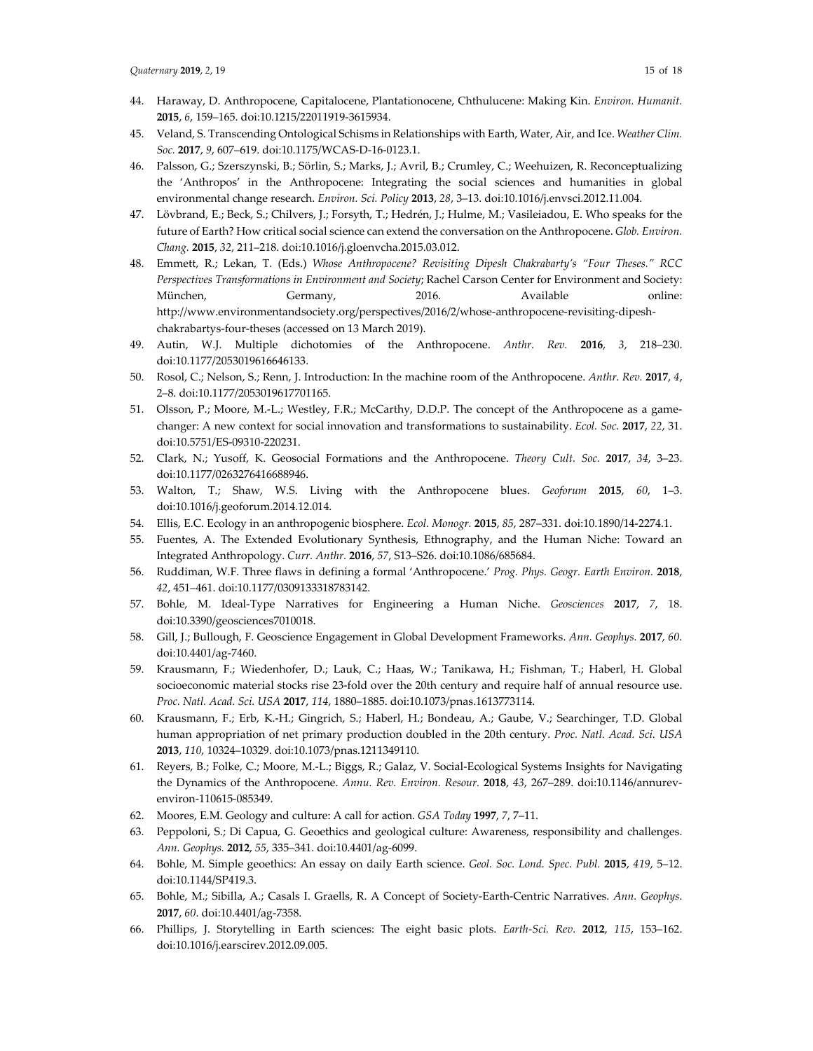44. Haraway, D. Anthropocene, Capitalocene, Plantationocene, Chthulucene: Making Kin. *Environ. Humanit.* **2015**, *6*, 159–165. doi:10.1215/22011919-3615934.
45. Veland, S. Transcending Ontological Schisms in Relationships with Earth, Water, Air, and Ice. *Weather Clim. Soc.* **2017**, *9*, 607–619. doi:10.1175/WCAS-D-16-0123.1.
46. Palsson, G.; Szerszynski, B.; Sörlin, S.; Marks, J.; Avril, B.; Crumley, C.; Weehuizen, R. Reconceptualizing the 'Anthropos' in the Anthropocene: Integrating the social sciences and humanities in global environmental change research. *Environ. Sci. Policy* **2013**, *28*, 3–13. doi:10.1016/j.envsci.2012.11.004.
47. Lövbrand, E.; Beck, S.; Chilvers, J.; Forsyth, T.; Hedrén, J.; Hulme, M.; Vasileiadou, E. Who speaks for the future of Earth? How critical social science can extend the conversation on the Anthropocene. *Glob. Environ. Chang.* **2015**, *32*, 211–218. doi:10.1016/j.gloenvcha.2015.03.012.
48. Emmett, R.; Lekan, T. (Eds.) *Whose Anthropocene? Revisiting Dipesh Chakrabarty's "Four Theses." RCC Perspectives Transformations in Environment and Society*; Rachel Carson Center for Environment and Society: München, Germany, 2016. Available online: http://www.environmentandsociety.org/perspectives/2016/2/whose-anthropocene-revisiting-dipesh-chakrabartys-four-theses (accessed on 13 March 2019).
49. Autin, W.J. Multiple dichotomies of the Anthropocene. *Anthr. Rev.* **2016**, *3*, 218–230. doi:10.1177/2053019616646133.
50. Rosol, C.; Nelson, S.; Renn, J. Introduction: In the machine room of the Anthropocene. *Anthr. Rev.* **2017**, *4*, 2–8. doi:10.1177/2053019617701165.
51. Olsson, P.; Moore, M.-L.; Westley, F.R.; McCarthy, D.D.P. The concept of the Anthropocene as a game-changer: A new context for social innovation and transformations to sustainability. *Ecol. Soc.* **2017**, *22*, 31. doi:10.5751/ES-09310-220231.
52. Clark, N.; Yusoff, K. Geosocial Formations and the Anthropocene. *Theory Cult. Soc.* **2017**, *34*, 3–23. doi:10.1177/0263276416688946.
53. Walton, T.; Shaw, W.S. Living with the Anthropocene blues. *Geoforum* **2015**, *60*, 1–3. doi:10.1016/j.geoforum.2014.12.014.
54. Ellis, E.C. Ecology in an anthropogenic biosphere. *Ecol. Monogr.* **2015**, *85*, 287–331. doi:10.1890/14-2274.1.
55. Fuentes, A. The Extended Evolutionary Synthesis, Ethnography, and the Human Niche: Toward an Integrated Anthropology. *Curr. Anthr.* **2016**, *57*, S13–S26. doi:10.1086/685684.
56. Ruddiman, W.F. Three flaws in defining a formal 'Anthropocene.' *Prog. Phys. Geogr. Earth Environ.* **2018**, *42*, 451–461. doi:10.1177/0309133318783142.
57. Bohle, M. Ideal-Type Narratives for Engineering a Human Niche. *Geosciences* **2017**, *7*, 18. doi:10.3390/geosciences7010018.
58. Gill, J.; Bullough, F. Geoscience Engagement in Global Development Frameworks. *Ann. Geophys.* **2017**, *60*. doi:10.4401/ag-7460.
59. Krausmann, F.; Wiedenhofer, D.; Lauk, C.; Haas, W.; Tanikawa, H.; Fishman, T.; Haberl, H. Global socioeconomic material stocks rise 23-fold over the 20th century and require half of annual resource use. *Proc. Natl. Acad. Sci. USA* **2017**, *114*, 1880–1885. doi:10.1073/pnas.1613773114.
60. Krausmann, F.; Erb, K.-H.; Gingrich, S.; Haberl, H.; Bondeau, A.; Gaube, V.; Searchinger, T.D. Global human appropriation of net primary production doubled in the 20th century. *Proc. Natl. Acad. Sci. USA* **2013**, *110*, 10324–10329. doi:10.1073/pnas.1211349110.
61. Reyers, B.; Folke, C.; Moore, M.-L.; Biggs, R.; Galaz, V. Social-Ecological Systems Insights for Navigating the Dynamics of the Anthropocene. *Annu. Rev. Environ. Resour.* **2018**, *43*, 267–289. doi:10.1146/annurev-environ-110615-085349.
62. Moores, E.M. Geology and culture: A call for action. *GSA Today* **1997**, *7*, 7–11.
63. Peppoloni, S.; Di Capua, G. Geoethics and geological culture: Awareness, responsibility and challenges. *Ann. Geophys.* **2012**, *55*, 335–341. doi:10.4401/ag-6099.
64. Bohle, M. Simple geoethics: An essay on daily Earth science. *Geol. Soc. Lond. Spec. Publ.* **2015**, *419*, 5–12. doi:10.1144/SP419.3.
65. Bohle, M.; Sibilla, A.; Casals I. Graells, R. A Concept of Society-Earth-Centric Narratives. *Ann. Geophys.* **2017**, *60*. doi:10.4401/ag-7358.
66. Phillips, J. Storytelling in Earth sciences: The eight basic plots. *Earth-Sci. Rev.* **2012**, *115*, 153–162. doi:10.1016/j.earscirev.2012.09.005.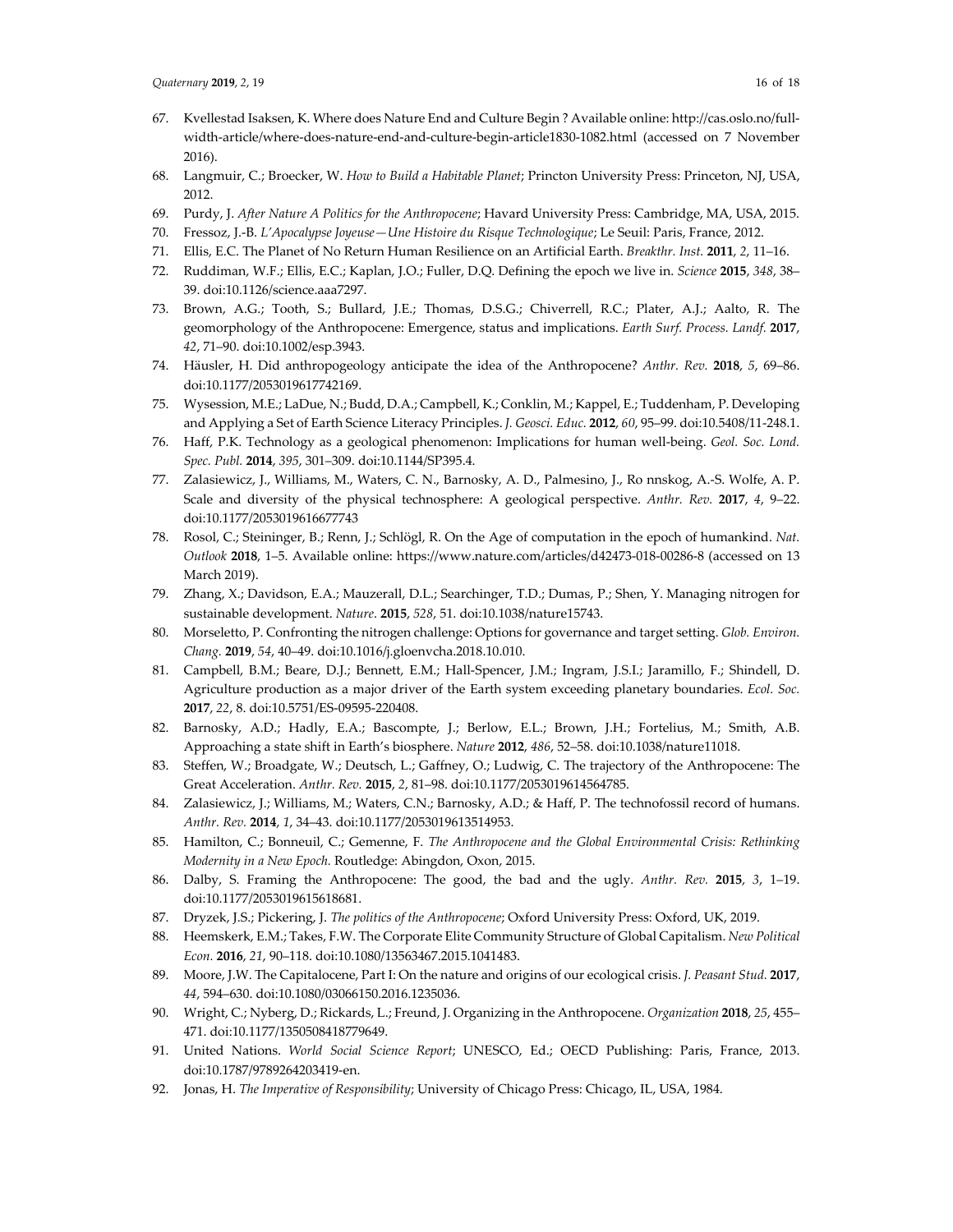67. Kvellestad Isaksen, K. Where does Nature End and Culture Begin ? Available online: http://cas.oslo.no/full-width-article/where-does-nature-end-and-culture-begin-article1830-1082.html (accessed on 7 November 2016).
68. Langmuir, C.; Broecker, W. *How to Build a Habitable Planet*; Princton University Press: Princeton, NJ, USA, 2012.
69. Purdy, J. *After Nature A Politics for the Anthropocene*; Havard University Press: Cambridge, MA, USA, 2015.
70. Fressoz, J.-B. *L'Apocalypse Joyeuse—Une Histoire du Risque Technologique*; Le Seuil: Paris, France, 2012.
71. Ellis, E.C. The Planet of No Return Human Resilience on an Artificial Earth. *Breakthr. Inst.* **2011**, *2*, 11–16.
72. Ruddiman, W.F.; Ellis, E.C.; Kaplan, J.O.; Fuller, D.Q. Defining the epoch we live in. *Science* **2015**, *348*, 38–39. doi:10.1126/science.aaa7297.
73. Brown, A.G.; Tooth, S.; Bullard, J.E.; Thomas, D.S.G.; Chiverrell, R.C.; Plater, A.J.; Aalto, R. The geomorphology of the Anthropocene: Emergence, status and implications. *Earth Surf. Process. Landf.* **2017**, *42*, 71–90. doi:10.1002/esp.3943.
74. Häusler, H. Did anthropogeology anticipate the idea of the Anthropocene? *Anthr. Rev.* **2018**, *5*, 69–86. doi:10.1177/2053019617742169.
75. Wysession, M.E.; LaDue, N.; Budd, D.A.; Campbell, K.; Conklin, M.; Kappel, E.; Tuddenham, P. Developing and Applying a Set of Earth Science Literacy Principles. *J. Geosci. Educ.* **2012**, *60*, 95–99. doi:10.5408/11-248.1.
76. Haff, P.K. Technology as a geological phenomenon: Implications for human well-being. *Geol. Soc. Lond. Spec. Publ.* **2014**, *395*, 301–309. doi:10.1144/SP395.4.
77. Zalasiewicz, J., Williams, M., Waters, C. N., Barnosky, A. D., Palmesino, J., Ro nnskog, A.-S. Wolfe, A. P. Scale and diversity of the physical technosphere: A geological perspective. *Anthr. Rev.* **2017**, *4*, 9–22. doi:10.1177/2053019616677743
78. Rosol, C.; Steininger, B.; Renn, J.; Schlögl, R. On the Age of computation in the epoch of humankind. *Nat. Outlook* **2018**, 1–5. Available online: https://www.nature.com/articles/d42473-018-00286-8 (accessed on 13 March 2019).
79. Zhang, X.; Davidson, E.A.; Mauzerall, D.L.; Searchinger, T.D.; Dumas, P.; Shen, Y. Managing nitrogen for sustainable development. *Nature*. **2015**, *528*, 51. doi:10.1038/nature15743.
80. Morseletto, P. Confronting the nitrogen challenge: Options for governance and target setting. *Glob. Environ. Chang.* **2019**, *54*, 40–49. doi:10.1016/j.gloenvcha.2018.10.010.
81. Campbell, B.M.; Beare, D.J.; Bennett, E.M.; Hall-Spencer, J.M.; Ingram, J.S.I.; Jaramillo, F.; Shindell, D. Agriculture production as a major driver of the Earth system exceeding planetary boundaries. *Ecol. Soc.* **2017**, *22*, 8. doi:10.5751/ES-09595-220408.
82. Barnosky, A.D.; Hadly, E.A.; Bascompte, J.; Berlow, E.L.; Brown, J.H.; Fortelius, M.; Smith, A.B. Approaching a state shift in Earth's biosphere. *Nature* **2012**, *486*, 52–58. doi:10.1038/nature11018.
83. Steffen, W.; Broadgate, W.; Deutsch, L.; Gaffney, O.; Ludwig, C. The trajectory of the Anthropocene: The Great Acceleration. *Anthr. Rev.* **2015**, *2*, 81–98. doi:10.1177/2053019614564785.
84. Zalasiewicz, J.; Williams, M.; Waters, C.N.; Barnosky, A.D.; & Haff, P. The technofossil record of humans. *Anthr. Rev.* **2014**, *1*, 34–43. doi:10.1177/2053019613514953.
85. Hamilton, C.; Bonneuil, C.; Gemenne, F. *The Anthropocene and the Global Environmental Crisis: Rethinking Modernity in a New Epoch.* Routledge: Abingdon, Oxon, 2015.
86. Dalby, S. Framing the Anthropocene: The good, the bad and the ugly. *Anthr. Rev.* **2015**, *3*, 1–19. doi:10.1177/2053019615618681.
87. Dryzek, J.S.; Pickering, J. *The politics of the Anthropocene*; Oxford University Press: Oxford, UK, 2019.
88. Heemskerk, E.M.; Takes, F.W. The Corporate Elite Community Structure of Global Capitalism. *New Political Econ.* **2016**, *21*, 90–118. doi:10.1080/13563467.2015.1041483.
89. Moore, J.W. The Capitalocene, Part I: On the nature and origins of our ecological crisis. *J. Peasant Stud.* **2017**, *44*, 594–630. doi:10.1080/03066150.2016.1235036.
90. Wright, C.; Nyberg, D.; Rickards, L.; Freund, J. Organizing in the Anthropocene. *Organization* **2018**, *25*, 455–471. doi:10.1177/1350508418779649.
91. United Nations. *World Social Science Report*; UNESCO, Ed.; OECD Publishing: Paris, France, 2013. doi:10.1787/9789264203419-en.
92. Jonas, H. *The Imperative of Responsibility*; University of Chicago Press: Chicago, IL, USA, 1984.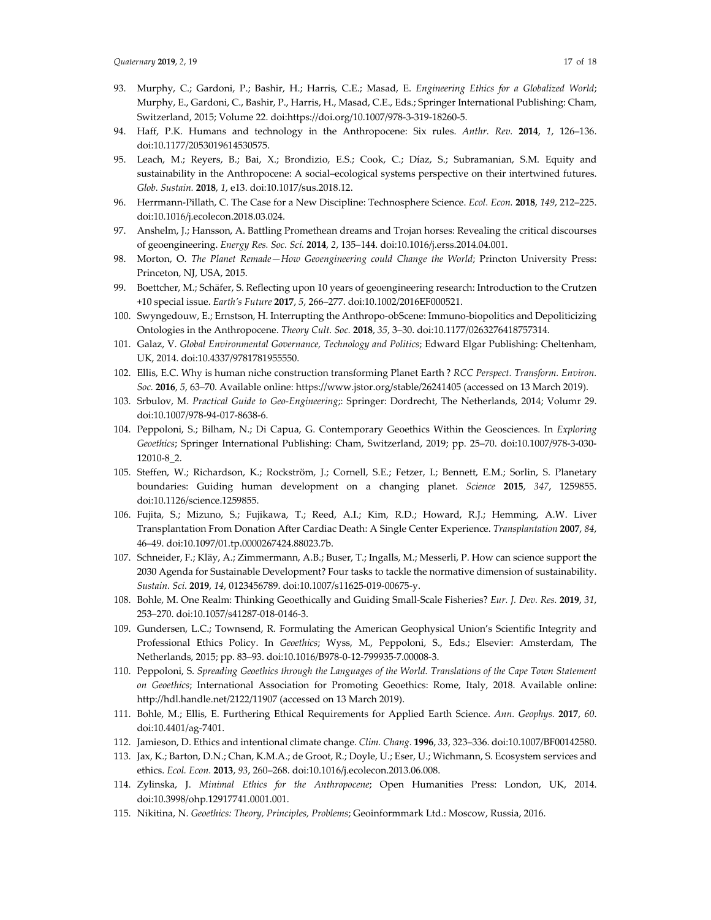93. Murphy, C.; Gardoni, P.; Bashir, H.; Harris, C.E.; Masad, E. *Engineering Ethics for a Globalized World*; Murphy, E., Gardoni, C., Bashir, P., Harris, H., Masad, C.E., Eds.; Springer International Publishing: Cham, Switzerland, 2015; Volume 22. doi:https://doi.org/10.1007/978-3-319-18260-5.
94. Haff, P.K. Humans and technology in the Anthropocene: Six rules. *Anthr. Rev.* **2014**, *1*, 126–136. doi:10.1177/2053019614530575.
95. Leach, M.; Reyers, B.; Bai, X.; Brondizio, E.S.; Cook, C.; Díaz, S.; Subramanian, S.M. Equity and sustainability in the Anthropocene: A social–ecological systems perspective on their intertwined futures. *Glob. Sustain.* **2018**, *1*, e13. doi:10.1017/sus.2018.12.
96. Herrmann-Pillath, C. The Case for a New Discipline: Technosphere Science. *Ecol. Econ.* **2018**, *149*, 212–225. doi:10.1016/j.ecolecon.2018.03.024.
97. Anshelm, J.; Hansson, A. Battling Promethean dreams and Trojan horses: Revealing the critical discourses of geoengineering. *Energy Res. Soc. Sci.* **2014**, *2*, 135–144. doi:10.1016/j.erss.2014.04.001.
98. Morton, O. *The Planet Remade—How Geoengineering could Change the World*; Princton University Press: Princeton, NJ, USA, 2015.
99. Boettcher, M.; Schäfer, S. Reflecting upon 10 years of geoengineering research: Introduction to the Crutzen +10 special issue. *Earth's Future* **2017**, *5*, 266–277. doi:10.1002/2016EF000521.
100. Swyngedouw, E.; Ernstson, H. Interrupting the Anthropo-obScene: Immuno-biopolitics and Depoliticizing Ontologies in the Anthropocene. *Theory Cult. Soc.* **2018**, *35*, 3–30. doi:10.1177/0263276418757314.
101. Galaz, V. *Global Environmental Governance, Technology and Politics*; Edward Elgar Publishing: Cheltenham, UK, 2014. doi:10.4337/9781781955550.
102. Ellis, E.C. Why is human niche construction transforming Planet Earth ? *RCC Perspect. Transform. Environ. Soc.* **2016**, *5*, 63–70. Available online: https://www.jstor.org/stable/26241405 (accessed on 13 March 2019).
103. Srbulov, M. *Practical Guide to Geo-Engineering*;: Springer: Dordrecht, The Netherlands, 2014; Volumr 29. doi:10.1007/978-94-017-8638-6.
104. Peppoloni, S.; Bilham, N.; Di Capua, G. Contemporary Geoethics Within the Geosciences. In *Exploring Geoethics*; Springer International Publishing: Cham, Switzerland, 2019; pp. 25–70. doi:10.1007/978-3-030-12010-8_2.
105. Steffen, W.; Richardson, K.; Rockström, J.; Cornell, S.E.; Fetzer, I.; Bennett, E.M.; Sorlin, S. Planetary boundaries: Guiding human development on a changing planet. *Science* **2015**, *347*, 1259855. doi:10.1126/science.1259855.
106. Fujita, S.; Mizuno, S.; Fujikawa, T.; Reed, A.I.; Kim, R.D.; Howard, R.J.; Hemming, A.W. Liver Transplantation From Donation After Cardiac Death: A Single Center Experience. *Transplantation* **2007**, *84*, 46–49. doi:10.1097/01.tp.0000267424.88023.7b.
107. Schneider, F.; Kläy, A.; Zimmermann, A.B.; Buser, T.; Ingalls, M.; Messerli, P. How can science support the 2030 Agenda for Sustainable Development? Four tasks to tackle the normative dimension of sustainability. *Sustain. Sci.* **2019**, *14*, 0123456789. doi:10.1007/s11625-019-00675-y.
108. Bohle, M. One Realm: Thinking Geoethically and Guiding Small-Scale Fisheries? *Eur. J. Dev. Res.* **2019**, *31*, 253–270. doi:10.1057/s41287-018-0146-3.
109. Gundersen, L.C.; Townsend, R. Formulating the American Geophysical Union's Scientific Integrity and Professional Ethics Policy. In *Geoethics*; Wyss, M., Peppoloni, S., Eds.; Elsevier: Amsterdam, The Netherlands, 2015; pp. 83–93. doi:10.1016/B978-0-12-799935-7.00008-3.
110. Peppoloni, S. *Spreading Geoethics through the Languages of the World. Translations of the Cape Town Statement on Geoethics*; International Association for Promoting Geoethics: Rome, Italy, 2018. Available online: http://hdl.handle.net/2122/11907 (accessed on 13 March 2019).
111. Bohle, M.; Ellis, E. Furthering Ethical Requirements for Applied Earth Science. *Ann. Geophys.* **2017**, *60*. doi:10.4401/ag-7401.
112. Jamieson, D. Ethics and intentional climate change. *Clim. Chang.* **1996**, *33*, 323–336. doi:10.1007/BF00142580.
113. Jax, K.; Barton, D.N.; Chan, K.M.A.; de Groot, R.; Doyle, U.; Eser, U.; Wichmann, S. Ecosystem services and ethics. *Ecol. Econ.* **2013**, *93*, 260–268. doi:10.1016/j.ecolecon.2013.06.008.
114. Zylinska, J. *Minimal Ethics for the Anthropocene*; Open Humanities Press: London, UK, 2014. doi:10.3998/ohp.12917741.0001.001.
115. Nikitina, N. *Geoethics: Theory, Principles, Problems*; Geoinformmark Ltd.: Moscow, Russia, 2016.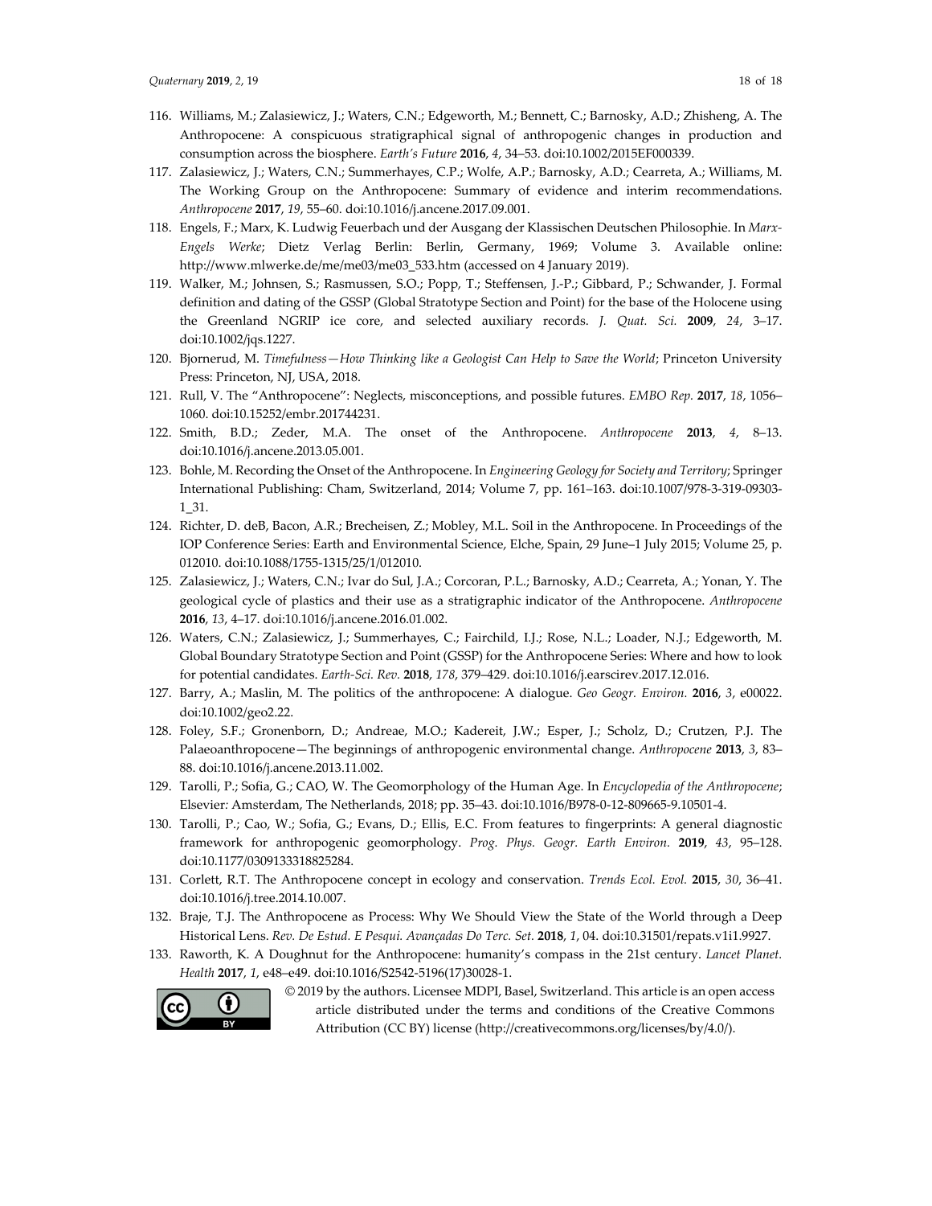116. Williams, M.; Zalasiewicz, J.; Waters, C.N.; Edgeworth, M.; Bennett, C.; Barnosky, A.D.; Zhisheng, A. The Anthropocene: A conspicuous stratigraphical signal of anthropogenic changes in production and consumption across the biosphere. *Earth's Future* **2016**, *4*, 34–53. doi:10.1002/2015EF000339.
117. Zalasiewicz, J.; Waters, C.N.; Summerhayes, C.P.; Wolfe, A.P.; Barnosky, A.D.; Cearreta, A.; Williams, M. The Working Group on the Anthropocene: Summary of evidence and interim recommendations. *Anthropocene* **2017**, *19*, 55–60. doi:10.1016/j.ancene.2017.09.001.
118. Engels, F.; Marx, K. Ludwig Feuerbach und der Ausgang der Klassischen Deutschen Philosophie. In *Marx-Engels Werke*; Dietz Verlag Berlin: Berlin, Germany, 1969; Volume 3. Available online: http://www.mlwerke.de/me/me03/me03_533.htm (accessed on 4 January 2019).
119. Walker, M.; Johnsen, S.; Rasmussen, S.O.; Popp, T.; Steffensen, J.-P.; Gibbard, P.; Schwander, J. Formal definition and dating of the GSSP (Global Stratotype Section and Point) for the base of the Holocene using the Greenland NGRIP ice core, and selected auxiliary records. *J. Quat. Sci.* **2009**, *24*, 3–17. doi:10.1002/jqs.1227.
120. Bjornerud, M. *Timefulness—How Thinking like a Geologist Can Help to Save the World*; Princeton University Press: Princeton, NJ, USA, 2018.
121. Rull, V. The "Anthropocene": Neglects, misconceptions, and possible futures. *EMBO Rep.* **2017**, *18*, 1056–1060. doi:10.15252/embr.201744231.
122. Smith, B.D.; Zeder, M.A. The onset of the Anthropocene. *Anthropocene* **2013**, *4*, 8–13. doi:10.1016/j.ancene.2013.05.001.
123. Bohle, M. Recording the Onset of the Anthropocene. In *Engineering Geology for Society and Territory*; Springer International Publishing: Cham, Switzerland, 2014; Volume 7, pp. 161–163. doi:10.1007/978-3-319-09303-1_31.
124. Richter, D. deB, Bacon, A.R.; Brecheisen, Z.; Mobley, M.L. Soil in the Anthropocene. In Proceedings of the IOP Conference Series: Earth and Environmental Science, Elche, Spain, 29 June–1 July 2015; Volume 25, p. 012010. doi:10.1088/1755-1315/25/1/012010.
125. Zalasiewicz, J.; Waters, C.N.; Ivar do Sul, J.A.; Corcoran, P.L.; Barnosky, A.D.; Cearreta, A.; Yonan, Y. The geological cycle of plastics and their use as a stratigraphic indicator of the Anthropocene. *Anthropocene* **2016**, *13*, 4–17. doi:10.1016/j.ancene.2016.01.002.
126. Waters, C.N.; Zalasiewicz, J.; Summerhayes, C.; Fairchild, I.J.; Rose, N.L.; Loader, N.J.; Edgeworth, M. Global Boundary Stratotype Section and Point (GSSP) for the Anthropocene Series: Where and how to look for potential candidates. *Earth-Sci. Rev.* **2018**, *178*, 379–429. doi:10.1016/j.earscirev.2017.12.016.
127. Barry, A.; Maslin, M. The politics of the anthropocene: A dialogue. *Geo Geogr. Environ.* **2016**, *3*, e00022. doi:10.1002/geo2.22.
128. Foley, S.F.; Gronenborn, D.; Andreae, M.O.; Kadereit, J.W.; Esper, J.; Scholz, D.; Crutzen, P.J. The Palaeoanthropocene—The beginnings of anthropogenic environmental change. *Anthropocene* **2013**, *3*, 83–88. doi:10.1016/j.ancene.2013.11.002.
129. Tarolli, P.; Sofia, G.; CAO, W. The Geomorphology of the Human Age. In *Encyclopedia of the Anthropocene*; Elsevier: Amsterdam, The Netherlands, 2018; pp. 35–43. doi:10.1016/B978-0-12-809665-9.10501-4.
130. Tarolli, P.; Cao, W.; Sofia, G.; Evans, D.; Ellis, E.C. From features to fingerprints: A general diagnostic framework for anthropogenic geomorphology. *Prog. Phys. Geogr. Earth Environ.* **2019**, *43*, 95–128. doi:10.1177/0309133318825284.
131. Corlett, R.T. The Anthropocene concept in ecology and conservation. *Trends Ecol. Evol.* **2015**, *30*, 36–41. doi:10.1016/j.tree.2014.10.007.
132. Braje, T.J. The Anthropocene as Process: Why We Should View the State of the World through a Deep Historical Lens. *Rev. De Estud. E Pesqui. Avançadas Do Terc. Set.* **2018**, *1*, 04. doi:10.31501/repats.v1i1.9927.
133. Raworth, K. A Doughnut for the Anthropocene: humanity's compass in the 21st century. *Lancet Planet. Health* **2017**, *1*, e48–e49. doi:10.1016/S2542-5196(17)30028-1.

© 2019 by the authors. Licensee MDPI, Basel, Switzerland. This article is an open access article distributed under the terms and conditions of the Creative Commons Attribution (CC BY) license (http://creativecommons.org/licenses/by/4.0/).